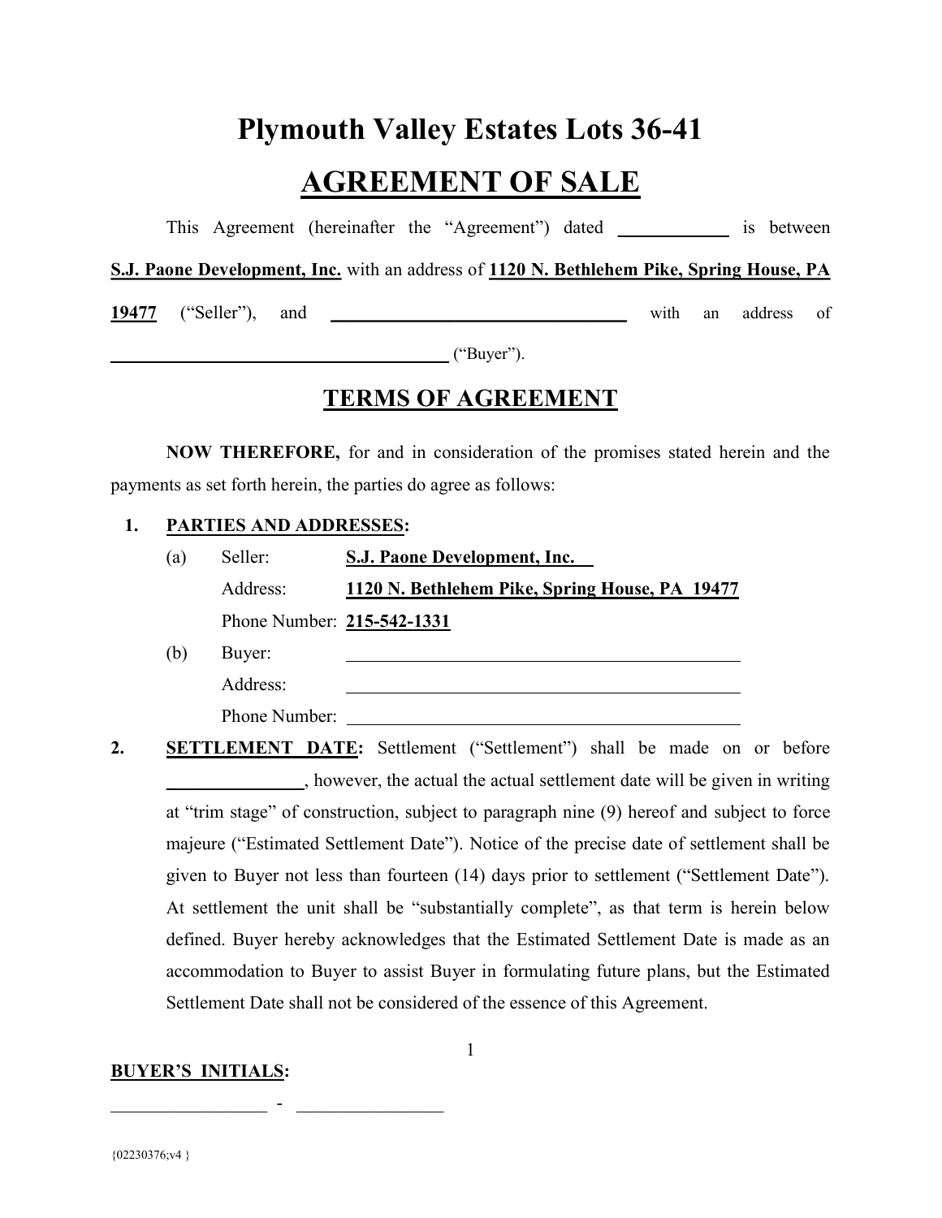# Plymouth Valley Estates Lots 36-41

# AGREEMENT OF SALE

This Agreement (hereinafter the "Agreement") dated ____________ is between **S.J. Paone Development, Inc.** with an address of **1120 N. Bethlehem Pike, Spring House, PA 19477** ("Seller"), and ______________________________ with an address of ______________________________ ("Buyer").

## TERMS OF AGREEMENT

**NOW THEREFORE,** for and in consideration of the promises stated herein and the payments as set forth herein, the parties do agree as follows:

1. **PARTIES AND ADDRESSES:**

   (a) Seller: **S.J. Paone Development, Inc.**
   Address: **1120 N. Bethlehem Pike, Spring House, PA 19477**
   Phone Number: **215-542-1331**

   (b) Buyer: ______________________________
   Address: ______________________________
   Phone Number: ______________________________

2. **SETTLEMENT DATE:** Settlement ("Settlement") shall be made on or before ______________, however, the actual the actual settlement date will be given in writing at "trim stage" of construction, subject to paragraph nine (9) hereof and subject to force majeure ("Estimated Settlement Date"). Notice of the precise date of settlement shall be given to Buyer not less than fourteen (14) days prior to settlement ("Settlement Date"). At settlement the unit shall be "substantially complete", as that term is herein below defined. Buyer hereby acknowledges that the Estimated Settlement Date is made as an accommodation to Buyer to assist Buyer in formulating future plans, but the Estimated Settlement Date shall not be considered of the essence of this Agreement.

**BUYER'S INITIALS:**

______________ - ______________

{02230376;v4 }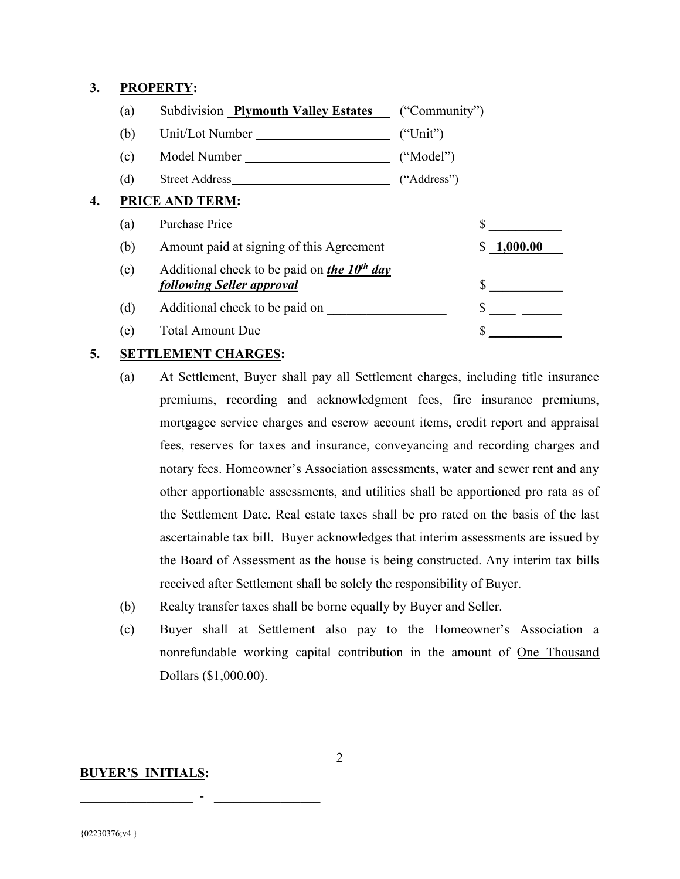**3. PROPERTY:**

(a) Subdivision **Plymouth Valley Estates** ("Community")

(b) Unit/Lot Number ____________________ ("Unit")

(c) Model Number ______________________ ("Model")

(d) Street Address_________________________ ("Address")

**4. PRICE AND TERM:**

| | | |
|---|---|---|
| (a) | Purchase Price | $ ___________ |
| (b) | Amount paid at signing of this Agreement | $ **1,000.00** |
| (c) | Additional check to be paid on ***the 10th day following Seller approval*** | $ ___________ |
| (d) | Additional check to be paid on __________________ | $ ___________ |
| (e) | Total Amount Due | $ ___________ |

**5. SETTLEMENT CHARGES:**

(a) At Settlement, Buyer shall pay all Settlement charges, including title insurance premiums, recording and acknowledgment fees, fire insurance premiums, mortgagee service charges and escrow account items, credit report and appraisal fees, reserves for taxes and insurance, conveyancing and recording charges and notary fees. Homeowner's Association assessments, water and sewer rent and any other apportionable assessments, and utilities shall be apportioned pro rata as of the Settlement Date. Real estate taxes shall be pro rated on the basis of the last ascertainable tax bill. Buyer acknowledges that interim assessments are issued by the Board of Assessment as the house is being constructed. Any interim tax bills received after Settlement shall be solely the responsibility of Buyer.

(b) Realty transfer taxes shall be borne equally by Buyer and Seller.

(c) Buyer shall at Settlement also pay to the Homeowner's Association a nonrefundable working capital contribution in the amount of One Thousand Dollars ($1,000.00).

**BUYER'S INITIALS:**

_________________ - ________________

{02230376;v4 }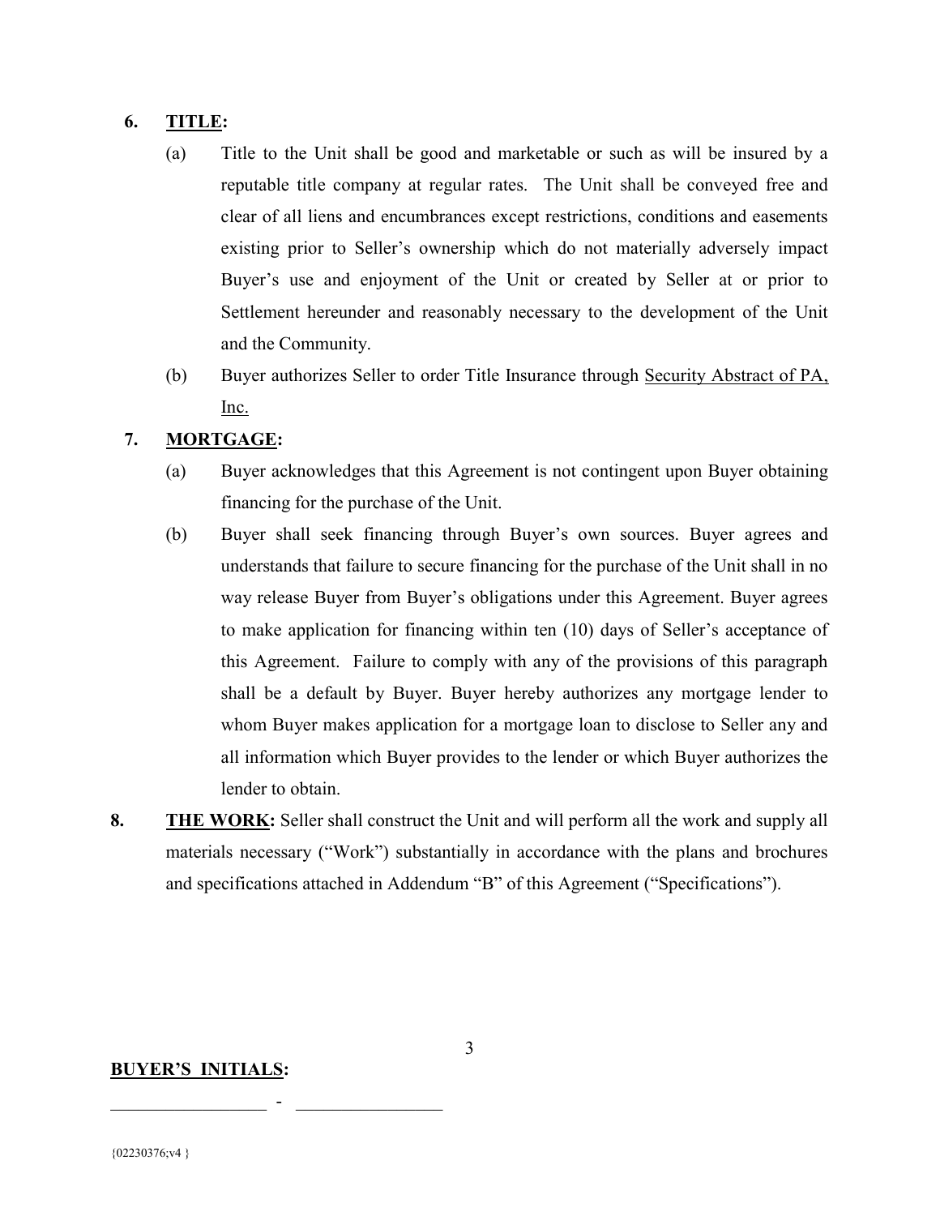6. **<u>TITLE</u>:**

    (a) Title to the Unit shall be good and marketable or such as will be insured by a reputable title company at regular rates. The Unit shall be conveyed free and clear of all liens and encumbrances except restrictions, conditions and easements existing prior to Seller's ownership which do not materially adversely impact Buyer's use and enjoyment of the Unit or created by Seller at or prior to Settlement hereunder and reasonably necessary to the development of the Unit and the Community.

    (b) Buyer authorizes Seller to order Title Insurance through <u>Security Abstract of PA, Inc.</u>

7. **<u>MORTGAGE</u>:**

    (a) Buyer acknowledges that this Agreement is not contingent upon Buyer obtaining financing for the purchase of the Unit.

    (b) Buyer shall seek financing through Buyer's own sources. Buyer agrees and understands that failure to secure financing for the purchase of the Unit shall in no way release Buyer from Buyer's obligations under this Agreement. Buyer agrees to make application for financing within ten (10) days of Seller's acceptance of this Agreement. Failure to comply with any of the provisions of this paragraph shall be a default by Buyer. Buyer hereby authorizes any mortgage lender to whom Buyer makes application for a mortgage loan to disclose to Seller any and all information which Buyer provides to the lender or which Buyer authorizes the lender to obtain.

8. **<u>THE WORK</u>:** Seller shall construct the Unit and will perform all the work and supply all materials necessary ("Work") substantially in accordance with the plans and brochures and specifications attached in Addendum "B" of this Agreement ("Specifications").

**<u>BUYER'S INITIALS</u>:**

_________________ - ________________

{02230376;v4 }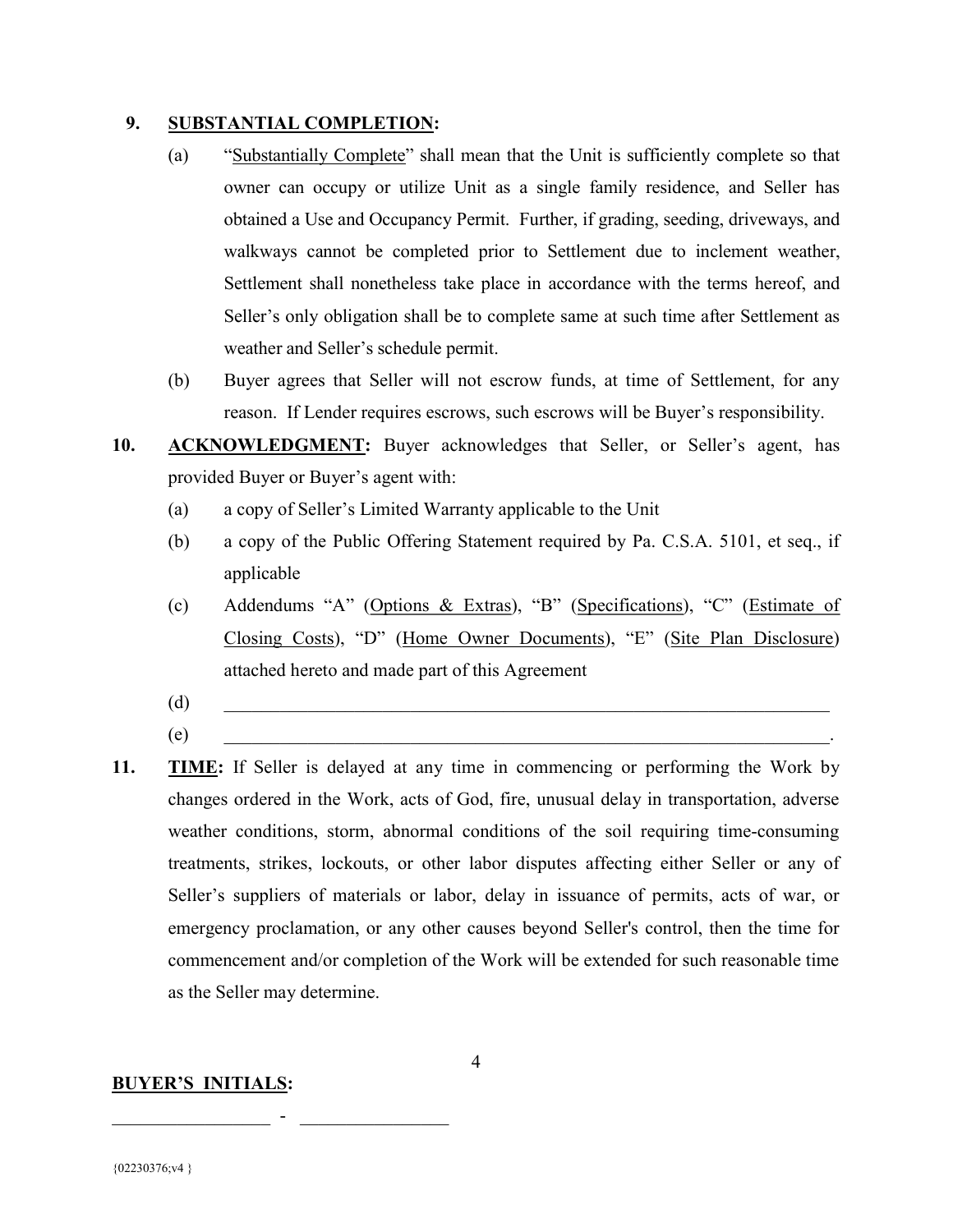**9. SUBSTANTIAL COMPLETION:**

(a) "Substantially Complete" shall mean that the Unit is sufficiently complete so that owner can occupy or utilize Unit as a single family residence, and Seller has obtained a Use and Occupancy Permit. Further, if grading, seeding, driveways, and walkways cannot be completed prior to Settlement due to inclement weather, Settlement shall nonetheless take place in accordance with the terms hereof, and Seller's only obligation shall be to complete same at such time after Settlement as weather and Seller's schedule permit.

(b) Buyer agrees that Seller will not escrow funds, at time of Settlement, for any reason. If Lender requires escrows, such escrows will be Buyer's responsibility.

**10. ACKNOWLEDGMENT:** Buyer acknowledges that Seller, or Seller's agent, has provided Buyer or Buyer's agent with:

(a) a copy of Seller's Limited Warranty applicable to the Unit

(b) a copy of the Public Offering Statement required by Pa. C.S.A. 5101, et seq., if applicable

(c) Addendums "A" (Options & Extras), "B" (Specifications), "C" (Estimate of Closing Costs), "D" (Home Owner Documents), "E" (Site Plan Disclosure) attached hereto and made part of this Agreement

(d) ______________________________________________________________________

(e) ______________________________________________________________________.

**11. TIME:** If Seller is delayed at any time in commencing or performing the Work by changes ordered in the Work, acts of God, fire, unusual delay in transportation, adverse weather conditions, storm, abnormal conditions of the soil requiring time-consuming treatments, strikes, lockouts, or other labor disputes affecting either Seller or any of Seller's suppliers of materials or labor, delay in issuance of permits, acts of war, or emergency proclamation, or any other causes beyond Seller's control, then the time for commencement and/or completion of the Work will be extended for such reasonable time as the Seller may determine.

**BUYER'S INITIALS:**

_________________ - ________________

{02230376;v4 }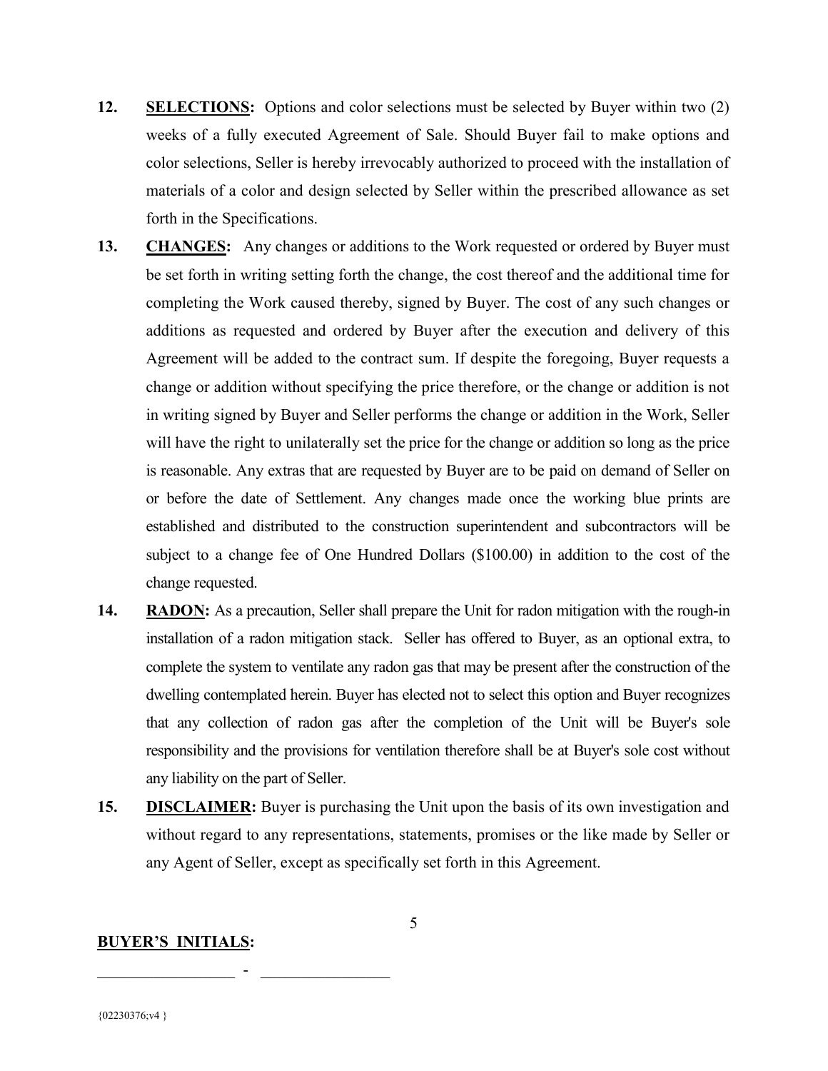12. **SELECTIONS:** Options and color selections must be selected by Buyer within two (2) weeks of a fully executed Agreement of Sale. Should Buyer fail to make options and color selections, Seller is hereby irrevocably authorized to proceed with the installation of materials of a color and design selected by Seller within the prescribed allowance as set forth in the Specifications.

13. **CHANGES:** Any changes or additions to the Work requested or ordered by Buyer must be set forth in writing setting forth the change, the cost thereof and the additional time for completing the Work caused thereby, signed by Buyer. The cost of any such changes or additions as requested and ordered by Buyer after the execution and delivery of this Agreement will be added to the contract sum. If despite the foregoing, Buyer requests a change or addition without specifying the price therefore, or the change or addition is not in writing signed by Buyer and Seller performs the change or addition in the Work, Seller will have the right to unilaterally set the price for the change or addition so long as the price is reasonable. Any extras that are requested by Buyer are to be paid on demand of Seller on or before the date of Settlement. Any changes made once the working blue prints are established and distributed to the construction superintendent and subcontractors will be subject to a change fee of One Hundred Dollars ($100.00) in addition to the cost of the change requested.

14. **RADON:** As a precaution, Seller shall prepare the Unit for radon mitigation with the rough-in installation of a radon mitigation stack. Seller has offered to Buyer, as an optional extra, to complete the system to ventilate any radon gas that may be present after the construction of the dwelling contemplated herein. Buyer has elected not to select this option and Buyer recognizes that any collection of radon gas after the completion of the Unit will be Buyer's sole responsibility and the provisions for ventilation therefore shall be at Buyer's sole cost without any liability on the part of Seller.

15. **DISCLAIMER:** Buyer is purchasing the Unit upon the basis of its own investigation and without regard to any representations, statements, promises or the like made by Seller or any Agent of Seller, except as specifically set forth in this Agreement.

**BUYER'S INITIALS:**

_________________ - ________________

{02230376;v4 }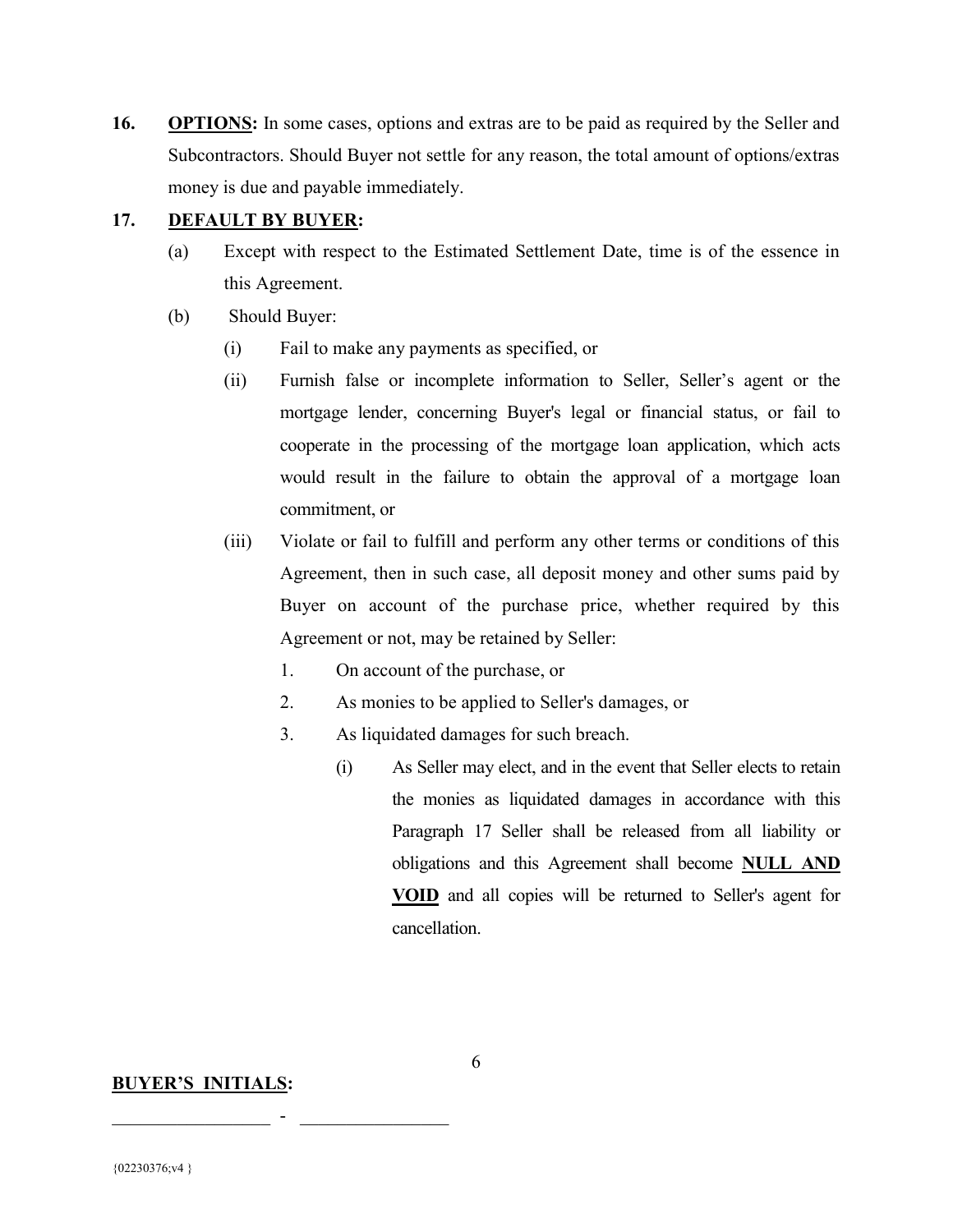**16.** **<u>OPTIONS</u>:** In some cases, options and extras are to be paid as required by the Seller and Subcontractors. Should Buyer not settle for any reason, the total amount of options/extras money is due and payable immediately.

**17.** **<u>DEFAULT BY BUYER</u>:**

(a) Except with respect to the Estimated Settlement Date, time is of the essence in this Agreement.

(b) Should Buyer:

(i) Fail to make any payments as specified, or

(ii) Furnish false or incomplete information to Seller, Seller's agent or the mortgage lender, concerning Buyer's legal or financial status, or fail to cooperate in the processing of the mortgage loan application, which acts would result in the failure to obtain the approval of a mortgage loan commitment, or

(iii) Violate or fail to fulfill and perform any other terms or conditions of this Agreement, then in such case, all deposit money and other sums paid by Buyer on account of the purchase price, whether required by this Agreement or not, may be retained by Seller:

1. On account of the purchase, or
2. As monies to be applied to Seller's damages, or
3. As liquidated damages for such breach.

(i) As Seller may elect, and in the event that Seller elects to retain the monies as liquidated damages in accordance with this Paragraph 17 Seller shall be released from all liability or obligations and this Agreement shall become **<u>NULL AND VOID</u>** and all copies will be returned to Seller's agent for cancellation.

**<u>BUYER'S INITIALS</u>:**

\_\_\_\_\_\_\_\_\_\_\_\_\_\_\_\_ - \_\_\_\_\_\_\_\_\_\_\_\_\_\_\_\_

{02230376;v4 }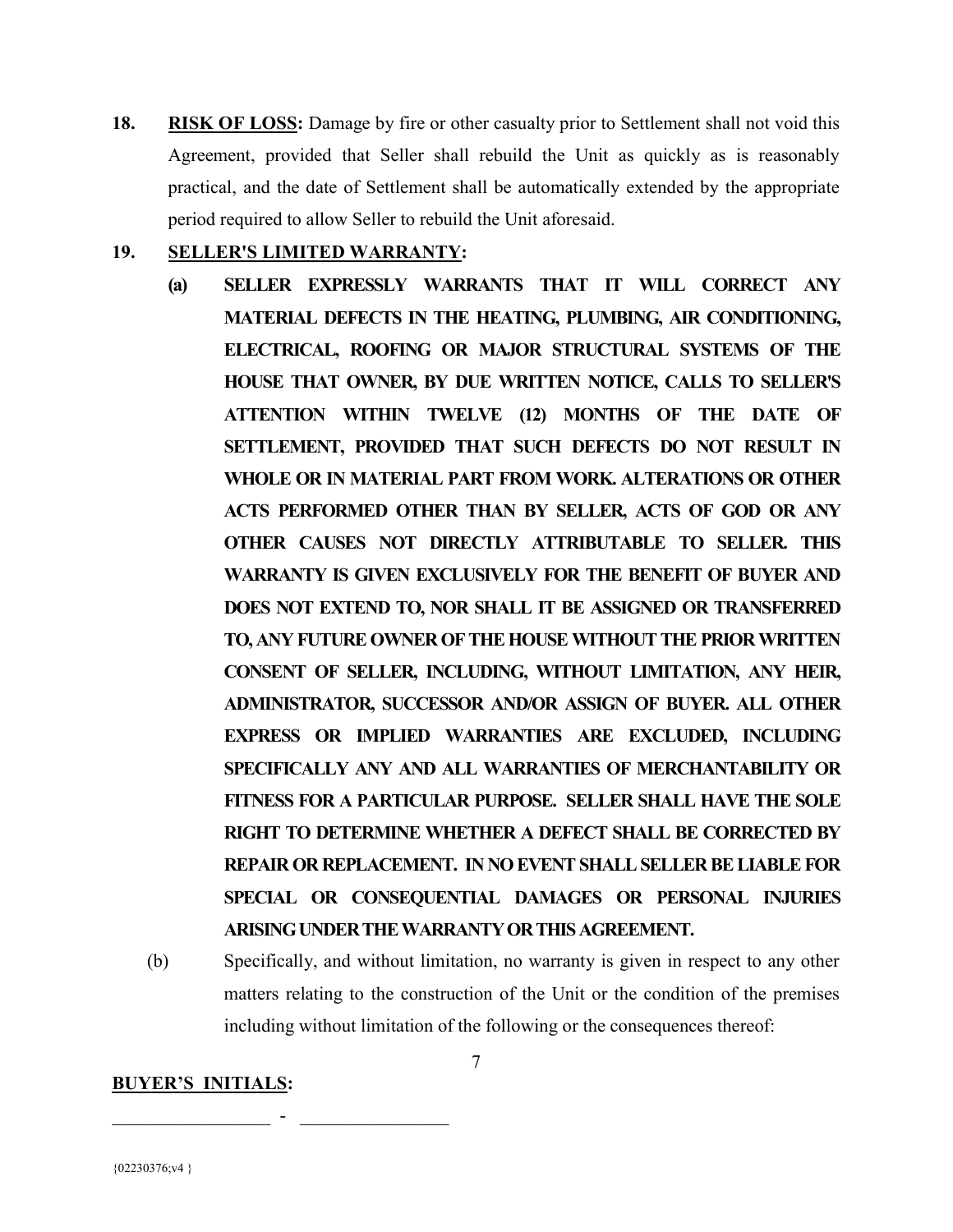**18.** **RISK OF LOSS:** Damage by fire or other casualty prior to Settlement shall not void this Agreement, provided that Seller shall rebuild the Unit as quickly as is reasonably practical, and the date of Settlement shall be automatically extended by the appropriate period required to allow Seller to rebuild the Unit aforesaid.

**19.** **SELLER'S LIMITED WARRANTY:**

**(a)** **SELLER EXPRESSLY WARRANTS THAT IT WILL CORRECT ANY MATERIAL DEFECTS IN THE HEATING, PLUMBING, AIR CONDITIONING, ELECTRICAL, ROOFING OR MAJOR STRUCTURAL SYSTEMS OF THE HOUSE THAT OWNER, BY DUE WRITTEN NOTICE, CALLS TO SELLER'S ATTENTION WITHIN TWELVE (12) MONTHS OF THE DATE OF SETTLEMENT, PROVIDED THAT SUCH DEFECTS DO NOT RESULT IN WHOLE OR IN MATERIAL PART FROM WORK. ALTERATIONS OR OTHER ACTS PERFORMED OTHER THAN BY SELLER, ACTS OF GOD OR ANY OTHER CAUSES NOT DIRECTLY ATTRIBUTABLE TO SELLER. THIS WARRANTY IS GIVEN EXCLUSIVELY FOR THE BENEFIT OF BUYER AND DOES NOT EXTEND TO, NOR SHALL IT BE ASSIGNED OR TRANSFERRED TO, ANY FUTURE OWNER OF THE HOUSE WITHOUT THE PRIOR WRITTEN CONSENT OF SELLER, INCLUDING, WITHOUT LIMITATION, ANY HEIR, ADMINISTRATOR, SUCCESSOR AND/OR ASSIGN OF BUYER. ALL OTHER EXPRESS OR IMPLIED WARRANTIES ARE EXCLUDED, INCLUDING SPECIFICALLY ANY AND ALL WARRANTIES OF MERCHANTABILITY OR FITNESS FOR A PARTICULAR PURPOSE. SELLER SHALL HAVE THE SOLE RIGHT TO DETERMINE WHETHER A DEFECT SHALL BE CORRECTED BY REPAIR OR REPLACEMENT. IN NO EVENT SHALL SELLER BE LIABLE FOR SPECIAL OR CONSEQUENTIAL DAMAGES OR PERSONAL INJURIES ARISING UNDER THE WARRANTY OR THIS AGREEMENT.**

(b) Specifically, and without limitation, no warranty is given in respect to any other matters relating to the construction of the Unit or the condition of the premises including without limitation of the following or the consequences thereof:

**BUYER'S INITIALS:**

\_\_\_\_\_\_\_\_\_\_\_\_\_\_\_\_ - \_\_\_\_\_\_\_\_\_\_\_\_\_\_\_\_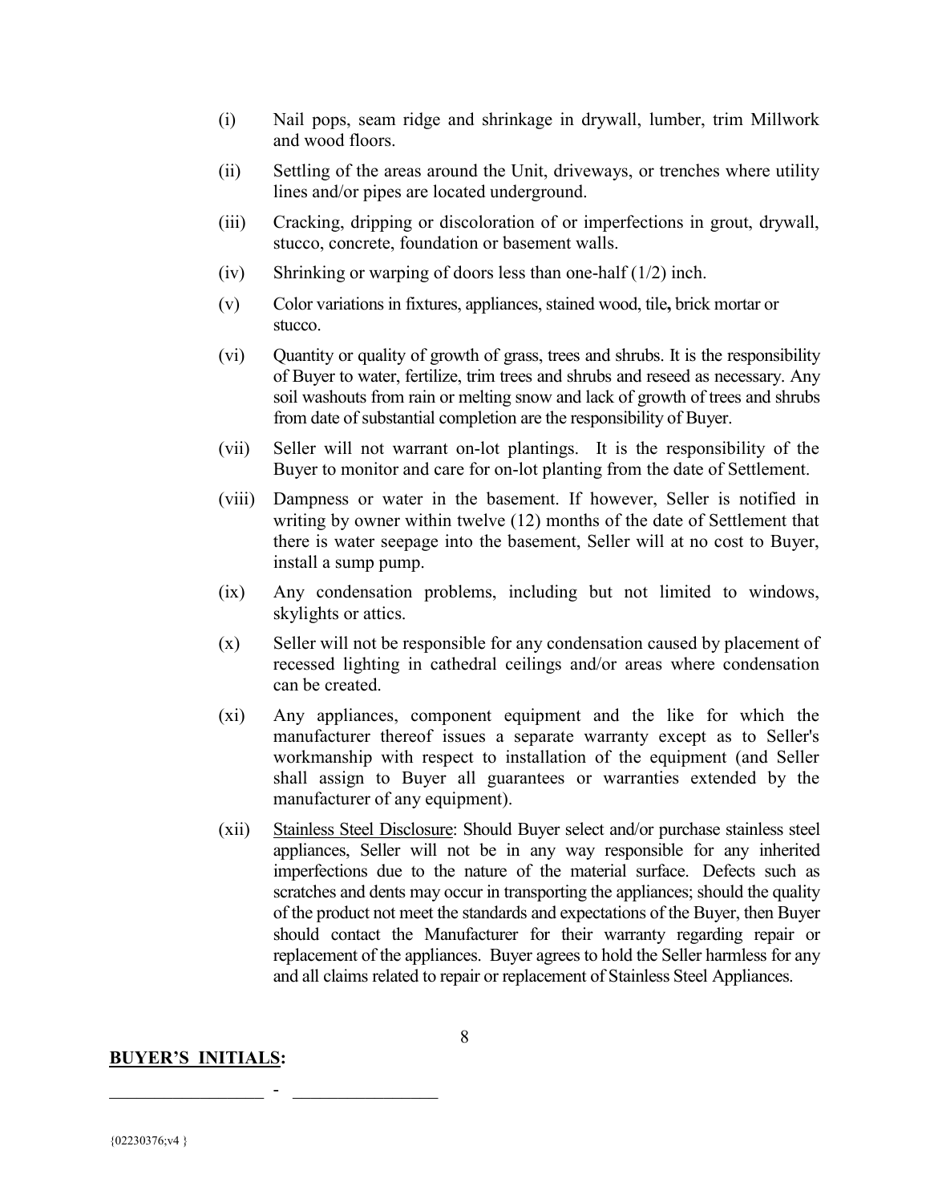(i) Nail pops, seam ridge and shrinkage in drywall, lumber, trim Millwork and wood floors.

(ii) Settling of the areas around the Unit, driveways, or trenches where utility lines and/or pipes are located underground.

(iii) Cracking, dripping or discoloration of or imperfections in grout, drywall, stucco, concrete, foundation or basement walls.

(iv) Shrinking or warping of doors less than one-half (1/2) inch.

(v) Color variations in fixtures, appliances, stained wood, tile**,** brick mortar or stucco.

(vi) Quantity or quality of growth of grass, trees and shrubs. It is the responsibility of Buyer to water, fertilize, trim trees and shrubs and reseed as necessary. Any soil washouts from rain or melting snow and lack of growth of trees and shrubs from date of substantial completion are the responsibility of Buyer.

(vii) Seller will not warrant on-lot plantings. It is the responsibility of the Buyer to monitor and care for on-lot planting from the date of Settlement.

(viii) Dampness or water in the basement. If however, Seller is notified in writing by owner within twelve (12) months of the date of Settlement that there is water seepage into the basement, Seller will at no cost to Buyer, install a sump pump.

(ix) Any condensation problems, including but not limited to windows, skylights or attics.

(x) Seller will not be responsible for any condensation caused by placement of recessed lighting in cathedral ceilings and/or areas where condensation can be created.

(xi) Any appliances, component equipment and the like for which the manufacturer thereof issues a separate warranty except as to Seller's workmanship with respect to installation of the equipment (and Seller shall assign to Buyer all guarantees or warranties extended by the manufacturer of any equipment).

(xii) <u>Stainless Steel Disclosure</u>: Should Buyer select and/or purchase stainless steel appliances, Seller will not be in any way responsible for any inherited imperfections due to the nature of the material surface. Defects such as scratches and dents may occur in transporting the appliances; should the quality of the product not meet the standards and expectations of the Buyer, then Buyer should contact the Manufacturer for their warranty regarding repair or replacement of the appliances. Buyer agrees to hold the Seller harmless for any and all claims related to repair or replacement of Stainless Steel Appliances.

**<u>BUYER'S INITIALS</u>:**

\_\_\_\_\_\_\_\_\_\_\_\_\_\_\_\_ - \_\_\_\_\_\_\_\_\_\_\_\_\_\_\_\_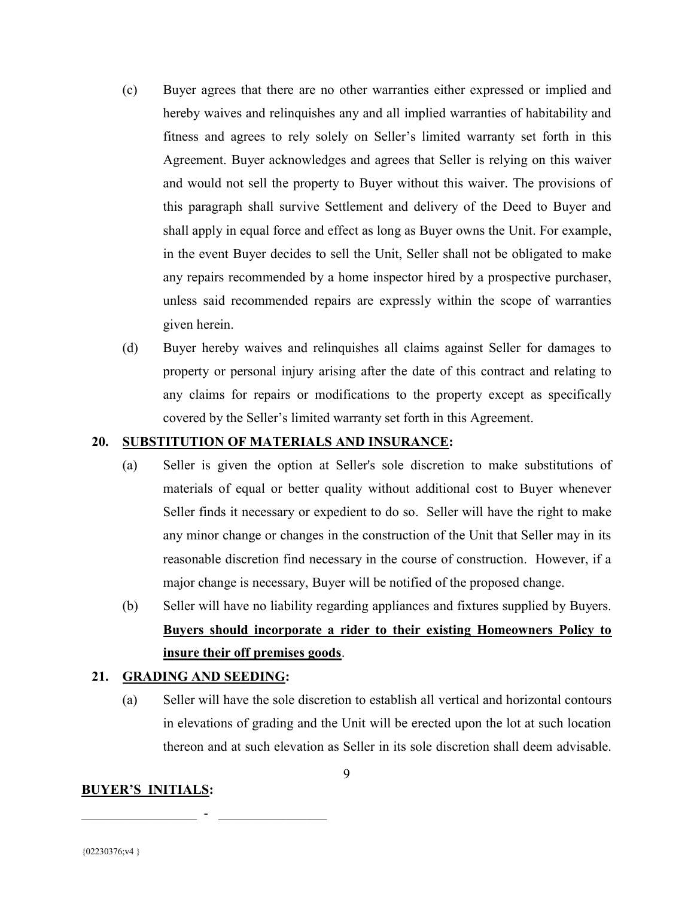(c) Buyer agrees that there are no other warranties either expressed or implied and hereby waives and relinquishes any and all implied warranties of habitability and fitness and agrees to rely solely on Seller's limited warranty set forth in this Agreement. Buyer acknowledges and agrees that Seller is relying on this waiver and would not sell the property to Buyer without this waiver. The provisions of this paragraph shall survive Settlement and delivery of the Deed to Buyer and shall apply in equal force and effect as long as Buyer owns the Unit. For example, in the event Buyer decides to sell the Unit, Seller shall not be obligated to make any repairs recommended by a home inspector hired by a prospective purchaser, unless said recommended repairs are expressly within the scope of warranties given herein.

(d) Buyer hereby waives and relinquishes all claims against Seller for damages to property or personal injury arising after the date of this contract and relating to any claims for repairs or modifications to the property except as specifically covered by the Seller's limited warranty set forth in this Agreement.

**20. <u>SUBSTITUTION OF MATERIALS AND INSURANCE</u>:**

(a) Seller is given the option at Seller's sole discretion to make substitutions of materials of equal or better quality without additional cost to Buyer whenever Seller finds it necessary or expedient to do so. Seller will have the right to make any minor change or changes in the construction of the Unit that Seller may in its reasonable discretion find necessary in the course of construction. However, if a major change is necessary, Buyer will be notified of the proposed change.

(b) Seller will have no liability regarding appliances and fixtures supplied by Buyers. **<u>Buyers should incorporate a rider to their existing Homeowners Policy to insure their off premises goods</u>**.

**21. <u>GRADING AND SEEDING</u>:**

(a) Seller will have the sole discretion to establish all vertical and horizontal contours in elevations of grading and the Unit will be erected upon the lot at such location thereon and at such elevation as Seller in its sole discretion shall deem advisable.

**<u>BUYER'S INITIALS</u>:**

\_\_\_\_\_\_\_\_\_\_\_\_\_\_\_\_ - \_\_\_\_\_\_\_\_\_\_\_\_\_\_\_\_

{02230376;v4 }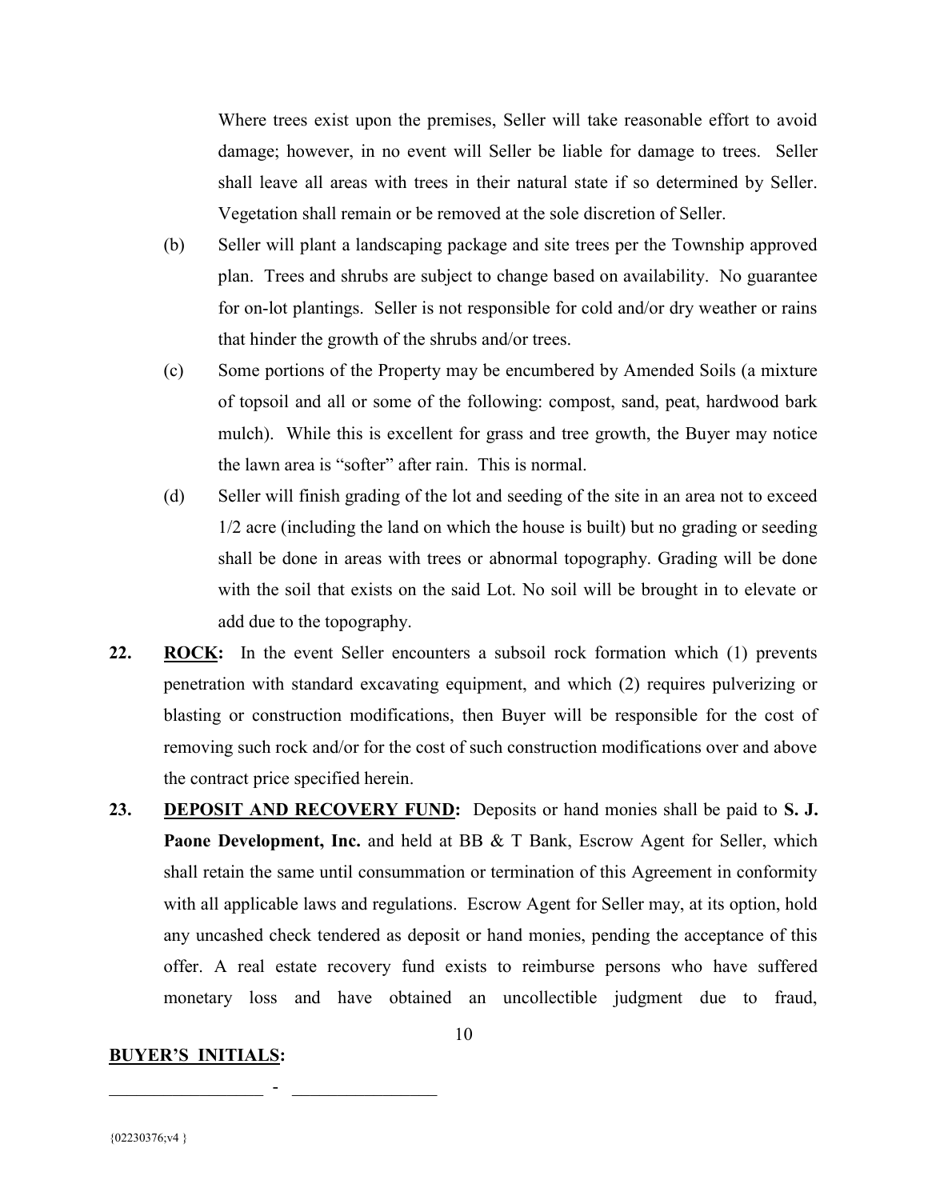Where trees exist upon the premises, Seller will take reasonable effort to avoid damage; however, in no event will Seller be liable for damage to trees. Seller shall leave all areas with trees in their natural state if so determined by Seller. Vegetation shall remain or be removed at the sole discretion of Seller.

(b) Seller will plant a landscaping package and site trees per the Township approved plan. Trees and shrubs are subject to change based on availability. No guarantee for on-lot plantings. Seller is not responsible for cold and/or dry weather or rains that hinder the growth of the shrubs and/or trees.

(c) Some portions of the Property may be encumbered by Amended Soils (a mixture of topsoil and all or some of the following: compost, sand, peat, hardwood bark mulch). While this is excellent for grass and tree growth, the Buyer may notice the lawn area is "softer" after rain. This is normal.

(d) Seller will finish grading of the lot and seeding of the site in an area not to exceed 1/2 acre (including the land on which the house is built) but no grading or seeding shall be done in areas with trees or abnormal topography. Grading will be done with the soil that exists on the said Lot. No soil will be brought in to elevate or add due to the topography.

**22.** **<u>ROCK</u>:** In the event Seller encounters a subsoil rock formation which (1) prevents penetration with standard excavating equipment, and which (2) requires pulverizing or blasting or construction modifications, then Buyer will be responsible for the cost of removing such rock and/or for the cost of such construction modifications over and above the contract price specified herein.

**23.** **<u>DEPOSIT AND RECOVERY FUND</u>:** Deposits or hand monies shall be paid to **S. J. Paone Development, Inc.** and held at BB & T Bank, Escrow Agent for Seller, which shall retain the same until consummation or termination of this Agreement in conformity with all applicable laws and regulations. Escrow Agent for Seller may, at its option, hold any uncashed check tendered as deposit or hand monies, pending the acceptance of this offer. A real estate recovery fund exists to reimburse persons who have suffered monetary loss and have obtained an uncollectible judgment due to fraud,

**<u>BUYER'S INITIALS</u>:**

_________________ - ________________

{02230376;v4 }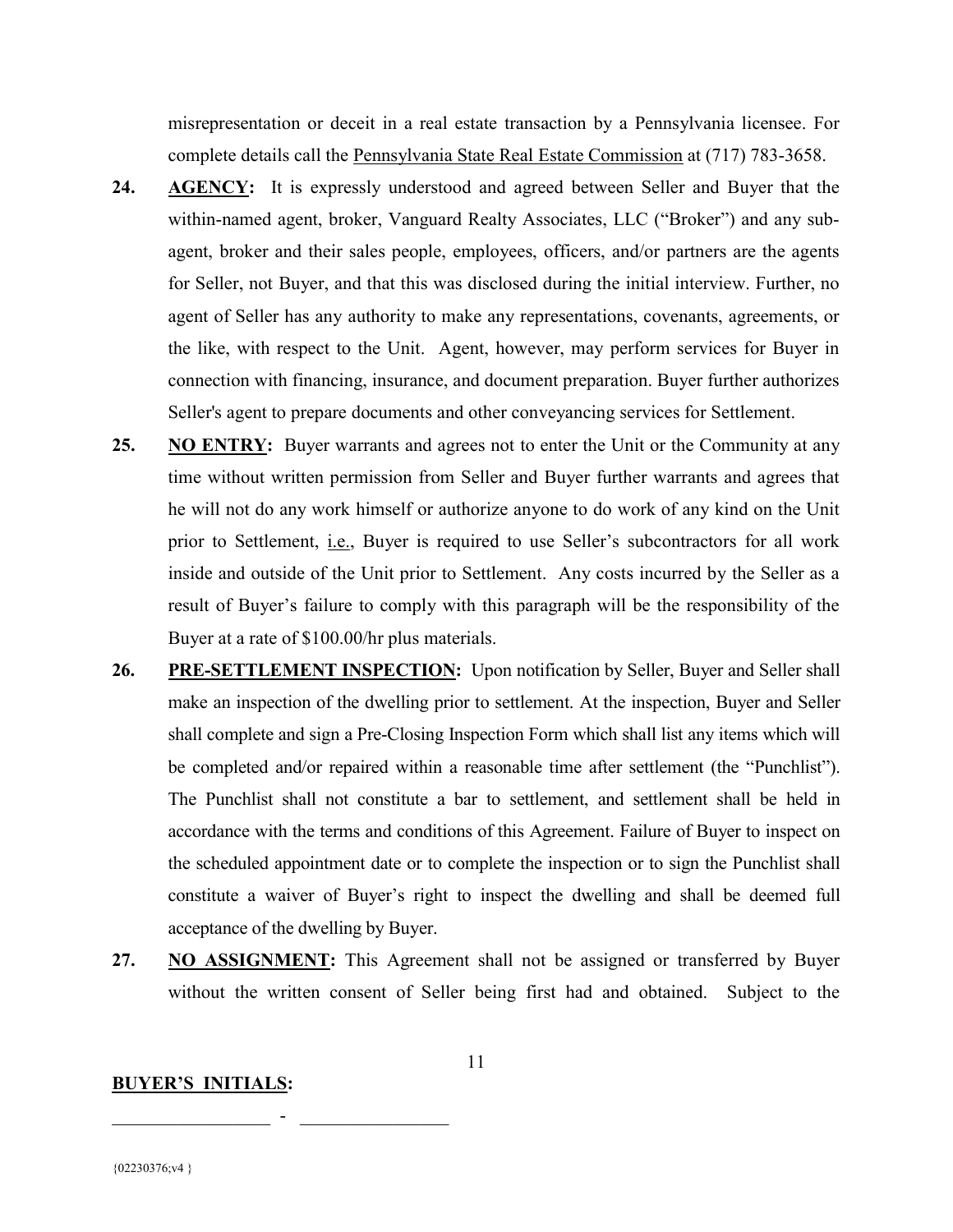misrepresentation or deceit in a real estate transaction by a Pennsylvania licensee. For complete details call the Pennsylvania State Real Estate Commission at (717) 783-3658.

**24.** **AGENCY:** It is expressly understood and agreed between Seller and Buyer that the within-named agent, broker, Vanguard Realty Associates, LLC ("Broker") and any sub-agent, broker and their sales people, employees, officers, and/or partners are the agents for Seller, not Buyer, and that this was disclosed during the initial interview. Further, no agent of Seller has any authority to make any representations, covenants, agreements, or the like, with respect to the Unit. Agent, however, may perform services for Buyer in connection with financing, insurance, and document preparation. Buyer further authorizes Seller's agent to prepare documents and other conveyancing services for Settlement.

**25.** **NO ENTRY:** Buyer warrants and agrees not to enter the Unit or the Community at any time without written permission from Seller and Buyer further warrants and agrees that he will not do any work himself or authorize anyone to do work of any kind on the Unit prior to Settlement, i.e., Buyer is required to use Seller's subcontractors for all work inside and outside of the Unit prior to Settlement. Any costs incurred by the Seller as a result of Buyer's failure to comply with this paragraph will be the responsibility of the Buyer at a rate of $100.00/hr plus materials.

**26.** **PRE-SETTLEMENT INSPECTION:** Upon notification by Seller, Buyer and Seller shall make an inspection of the dwelling prior to settlement. At the inspection, Buyer and Seller shall complete and sign a Pre-Closing Inspection Form which shall list any items which will be completed and/or repaired within a reasonable time after settlement (the "Punchlist"). The Punchlist shall not constitute a bar to settlement, and settlement shall be held in accordance with the terms and conditions of this Agreement. Failure of Buyer to inspect on the scheduled appointment date or to complete the inspection or to sign the Punchlist shall constitute a waiver of Buyer's right to inspect the dwelling and shall be deemed full acceptance of the dwelling by Buyer.

**27.** **NO ASSIGNMENT:** This Agreement shall not be assigned or transferred by Buyer without the written consent of Seller being first had and obtained. Subject to the

**BUYER'S INITIALS:**

_________________ - ________________

{02230376;v4 }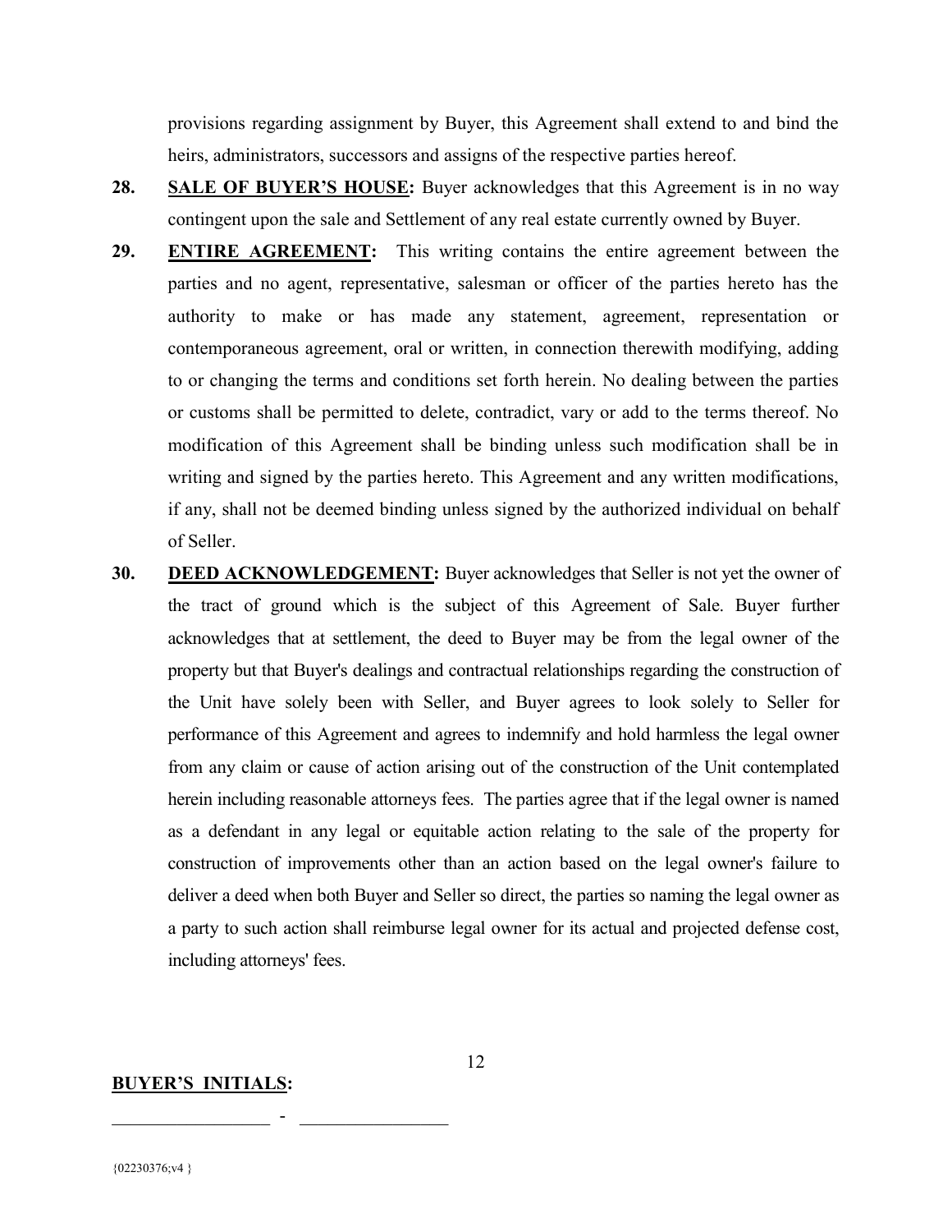provisions regarding assignment by Buyer, this Agreement shall extend to and bind the heirs, administrators, successors and assigns of the respective parties hereof.

**28.** **SALE OF BUYER'S HOUSE:** Buyer acknowledges that this Agreement is in no way contingent upon the sale and Settlement of any real estate currently owned by Buyer.

**29.** **ENTIRE AGREEMENT:** This writing contains the entire agreement between the parties and no agent, representative, salesman or officer of the parties hereto has the authority to make or has made any statement, agreement, representation or contemporaneous agreement, oral or written, in connection therewith modifying, adding to or changing the terms and conditions set forth herein. No dealing between the parties or customs shall be permitted to delete, contradict, vary or add to the terms thereof. No modification of this Agreement shall be binding unless such modification shall be in writing and signed by the parties hereto. This Agreement and any written modifications, if any, shall not be deemed binding unless signed by the authorized individual on behalf of Seller.

**30.** **DEED ACKNOWLEDGEMENT:** Buyer acknowledges that Seller is not yet the owner of the tract of ground which is the subject of this Agreement of Sale. Buyer further acknowledges that at settlement, the deed to Buyer may be from the legal owner of the property but that Buyer's dealings and contractual relationships regarding the construction of the Unit have solely been with Seller, and Buyer agrees to look solely to Seller for performance of this Agreement and agrees to indemnify and hold harmless the legal owner from any claim or cause of action arising out of the construction of the Unit contemplated herein including reasonable attorneys fees. The parties agree that if the legal owner is named as a defendant in any legal or equitable action relating to the sale of the property for construction of improvements other than an action based on the legal owner's failure to deliver a deed when both Buyer and Seller so direct, the parties so naming the legal owner as a party to such action shall reimburse legal owner for its actual and projected defense cost, including attorneys' fees.

**BUYER'S INITIALS:**

_________________ - _________________

{02230376;v4 }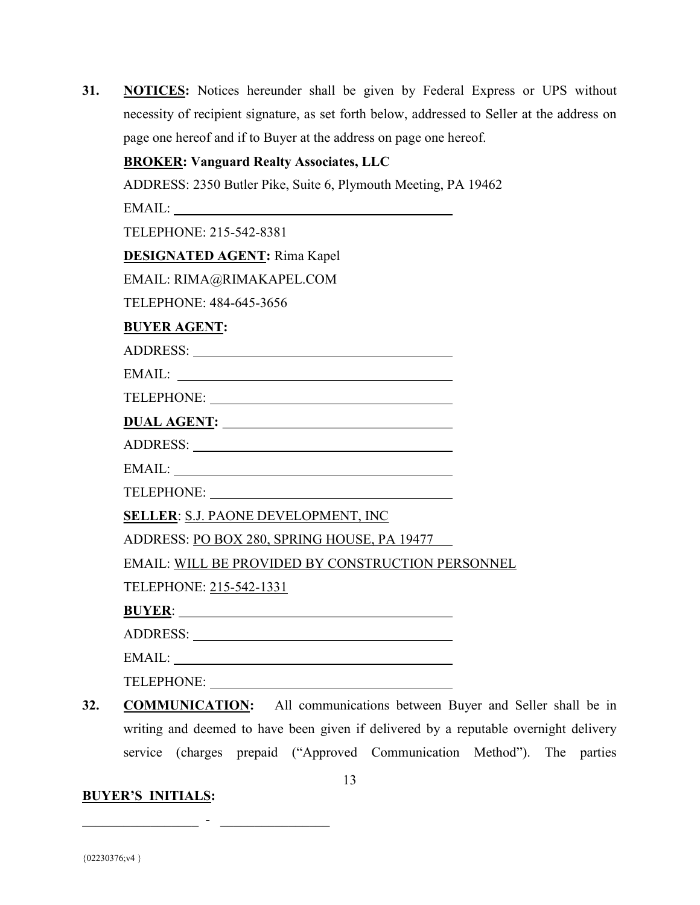**31.** **NOTICES:** Notices hereunder shall be given by Federal Express or UPS without necessity of recipient signature, as set forth below, addressed to Seller at the address on page one hereof and if to Buyer at the address on page one hereof.

**BROKER: Vanguard Realty Associates, LLC**

ADDRESS: 2350 Butler Pike, Suite 6, Plymouth Meeting, PA 19462

EMAIL: ____________________________________

TELEPHONE: 215-542-8381

**DESIGNATED AGENT:** Rima Kapel

EMAIL: RIMA@RIMAKAPEL.COM

TELEPHONE: 484-645-3656

**BUYER AGENT:**

ADDRESS: ____________________________________

EMAIL: ____________________________________

TELEPHONE: ____________________________________

**DUAL AGENT:** ____________________________________

ADDRESS: ____________________________________

EMAIL: ____________________________________

TELEPHONE: ____________________________________

**SELLER**: S.J. PAONE DEVELOPMENT, INC

ADDRESS: PO BOX 280, SPRING HOUSE, PA 19477

EMAIL: WILL BE PROVIDED BY CONSTRUCTION PERSONNEL

TELEPHONE: 215-542-1331

**BUYER**: ____________________________________

ADDRESS: ____________________________________

EMAIL: ____________________________________

TELEPHONE: ____________________________________

**32.** **COMMUNICATION:** All communications between Buyer and Seller shall be in writing and deemed to have been given if delivered by a reputable overnight delivery service (charges prepaid ("Approved Communication Method"). The parties

**BUYER'S INITIALS:**

_________________ - _________________

{02230376;v4 }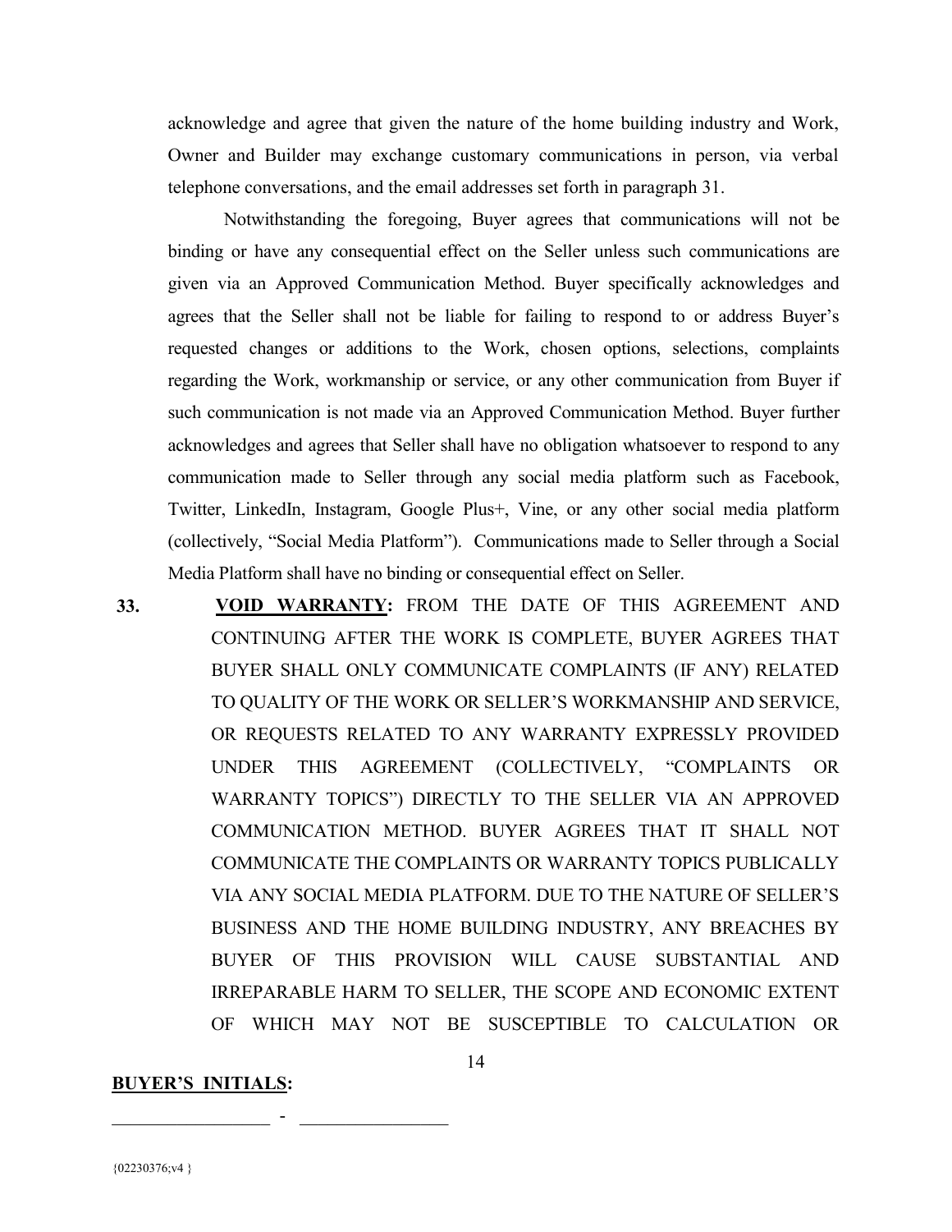acknowledge and agree that given the nature of the home building industry and Work, Owner and Builder may exchange customary communications in person, via verbal telephone conversations, and the email addresses set forth in paragraph 31.

Notwithstanding the foregoing, Buyer agrees that communications will not be binding or have any consequential effect on the Seller unless such communications are given via an Approved Communication Method. Buyer specifically acknowledges and agrees that the Seller shall not be liable for failing to respond to or address Buyer's requested changes or additions to the Work, chosen options, selections, complaints regarding the Work, workmanship or service, or any other communication from Buyer if such communication is not made via an Approved Communication Method. Buyer further acknowledges and agrees that Seller shall have no obligation whatsoever to respond to any communication made to Seller through any social media platform such as Facebook, Twitter, LinkedIn, Instagram, Google Plus+, Vine, or any other social media platform (collectively, "Social Media Platform"). Communications made to Seller through a Social Media Platform shall have no binding or consequential effect on Seller.

**33.** **VOID WARRANTY:** FROM THE DATE OF THIS AGREEMENT AND CONTINUING AFTER THE WORK IS COMPLETE, BUYER AGREES THAT BUYER SHALL ONLY COMMUNICATE COMPLAINTS (IF ANY) RELATED TO QUALITY OF THE WORK OR SELLER'S WORKMANSHIP AND SERVICE, OR REQUESTS RELATED TO ANY WARRANTY EXPRESSLY PROVIDED UNDER THIS AGREEMENT (COLLECTIVELY, "COMPLAINTS OR WARRANTY TOPICS") DIRECTLY TO THE SELLER VIA AN APPROVED COMMUNICATION METHOD. BUYER AGREES THAT IT SHALL NOT COMMUNICATE THE COMPLAINTS OR WARRANTY TOPICS PUBLICALLY VIA ANY SOCIAL MEDIA PLATFORM. DUE TO THE NATURE OF SELLER'S BUSINESS AND THE HOME BUILDING INDUSTRY, ANY BREACHES BY BUYER OF THIS PROVISION WILL CAUSE SUBSTANTIAL AND IRREPARABLE HARM TO SELLER, THE SCOPE AND ECONOMIC EXTENT OF WHICH MAY NOT BE SUSCEPTIBLE TO CALCULATION OR

**BUYER'S INITIALS:**

_________________ - _________________

{02230376;v4 }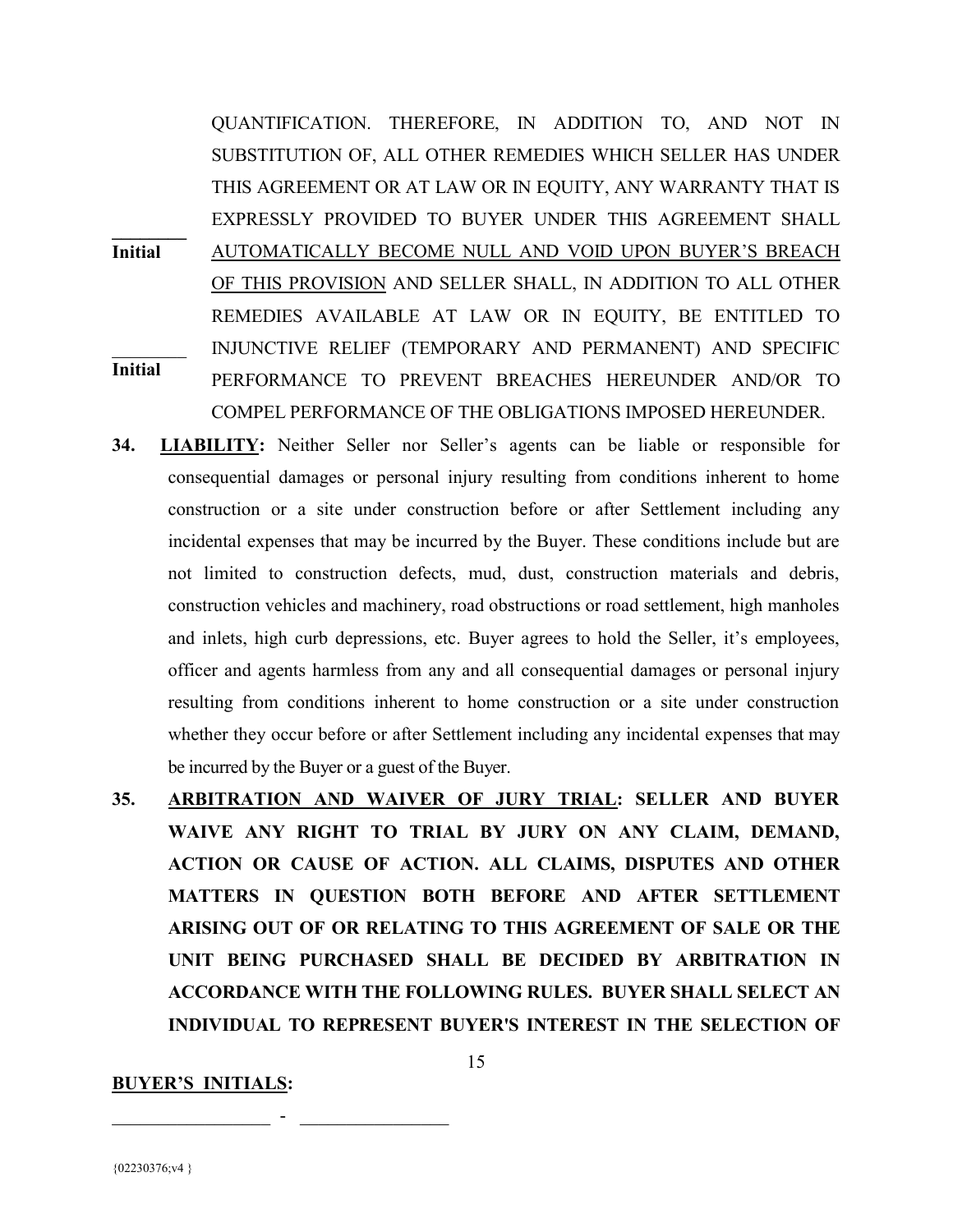QUANTIFICATION. THEREFORE, IN ADDITION TO, AND NOT IN SUBSTITUTION OF, ALL OTHER REMEDIES WHICH SELLER HAS UNDER THIS AGREEMENT OR AT LAW OR IN EQUITY, ANY WARRANTY THAT IS EXPRESSLY PROVIDED TO BUYER UNDER THIS AGREEMENT SHALL AUTOMATICALLY BECOME NULL AND VOID UPON BUYER'S BREACH OF THIS PROVISION AND SELLER SHALL, IN ADDITION TO ALL OTHER REMEDIES AVAILABLE AT LAW OR IN EQUITY, BE ENTITLED TO INJUNCTIVE RELIEF (TEMPORARY AND PERMANENT) AND SPECIFIC PERFORMANCE TO PREVENT BREACHES HEREUNDER AND/OR TO COMPEL PERFORMANCE OF THE OBLIGATIONS IMPOSED HEREUNDER.

________ **Initial**

________ **Initial**

**34. LIABILITY:** Neither Seller nor Seller's agents can be liable or responsible for consequential damages or personal injury resulting from conditions inherent to home construction or a site under construction before or after Settlement including any incidental expenses that may be incurred by the Buyer. These conditions include but are not limited to construction defects, mud, dust, construction materials and debris, construction vehicles and machinery, road obstructions or road settlement, high manholes and inlets, high curb depressions, etc. Buyer agrees to hold the Seller, it's employees, officer and agents harmless from any and all consequential damages or personal injury resulting from conditions inherent to home construction or a site under construction whether they occur before or after Settlement including any incidental expenses that may be incurred by the Buyer or a guest of the Buyer.

**35. ARBITRATION AND WAIVER OF JURY TRIAL: SELLER AND BUYER WAIVE ANY RIGHT TO TRIAL BY JURY ON ANY CLAIM, DEMAND, ACTION OR CAUSE OF ACTION. ALL CLAIMS, DISPUTES AND OTHER MATTERS IN QUESTION BOTH BEFORE AND AFTER SETTLEMENT ARISING OUT OF OR RELATING TO THIS AGREEMENT OF SALE OR THE UNIT BEING PURCHASED SHALL BE DECIDED BY ARBITRATION IN ACCORDANCE WITH THE FOLLOWING RULES. BUYER SHALL SELECT AN INDIVIDUAL TO REPRESENT BUYER'S INTEREST IN THE SELECTION OF**

**BUYER'S INITIALS:**

________________ - ________________

{02230376;v4 }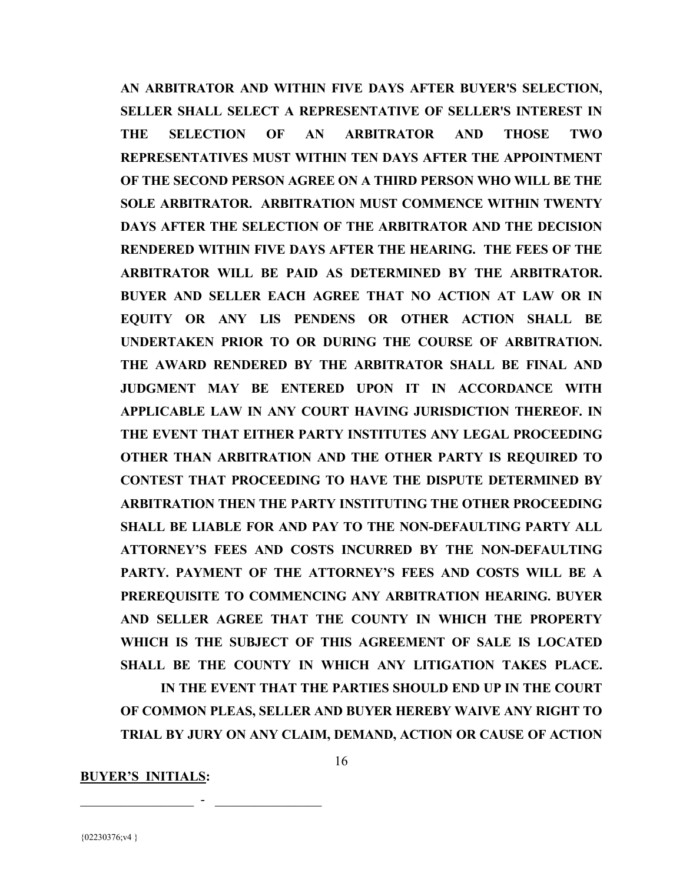**AN ARBITRATOR AND WITHIN FIVE DAYS AFTER BUYER'S SELECTION, SELLER SHALL SELECT A REPRESENTATIVE OF SELLER'S INTEREST IN THE SELECTION OF AN ARBITRATOR AND THOSE TWO REPRESENTATIVES MUST WITHIN TEN DAYS AFTER THE APPOINTMENT OF THE SECOND PERSON AGREE ON A THIRD PERSON WHO WILL BE THE SOLE ARBITRATOR. ARBITRATION MUST COMMENCE WITHIN TWENTY DAYS AFTER THE SELECTION OF THE ARBITRATOR AND THE DECISION RENDERED WITHIN FIVE DAYS AFTER THE HEARING. THE FEES OF THE ARBITRATOR WILL BE PAID AS DETERMINED BY THE ARBITRATOR. BUYER AND SELLER EACH AGREE THAT NO ACTION AT LAW OR IN EQUITY OR ANY LIS PENDENS OR OTHER ACTION SHALL BE UNDERTAKEN PRIOR TO OR DURING THE COURSE OF ARBITRATION. THE AWARD RENDERED BY THE ARBITRATOR SHALL BE FINAL AND JUDGMENT MAY BE ENTERED UPON IT IN ACCORDANCE WITH APPLICABLE LAW IN ANY COURT HAVING JURISDICTION THEREOF. IN THE EVENT THAT EITHER PARTY INSTITUTES ANY LEGAL PROCEEDING OTHER THAN ARBITRATION AND THE OTHER PARTY IS REQUIRED TO CONTEST THAT PROCEEDING TO HAVE THE DISPUTE DETERMINED BY ARBITRATION THEN THE PARTY INSTITUTING THE OTHER PROCEEDING SHALL BE LIABLE FOR AND PAY TO THE NON-DEFAULTING PARTY ALL ATTORNEY'S FEES AND COSTS INCURRED BY THE NON-DEFAULTING PARTY. PAYMENT OF THE ATTORNEY'S FEES AND COSTS WILL BE A PREREQUISITE TO COMMENCING ANY ARBITRATION HEARING. BUYER AND SELLER AGREE THAT THE COUNTY IN WHICH THE PROPERTY WHICH IS THE SUBJECT OF THIS AGREEMENT OF SALE IS LOCATED SHALL BE THE COUNTY IN WHICH ANY LITIGATION TAKES PLACE.**

**IN THE EVENT THAT THE PARTIES SHOULD END UP IN THE COURT OF COMMON PLEAS, SELLER AND BUYER HEREBY WAIVE ANY RIGHT TO TRIAL BY JURY ON ANY CLAIM, DEMAND, ACTION OR CAUSE OF ACTION**

**BUYER'S INITIALS:**

_________________ - _________________

{02230376;v4 }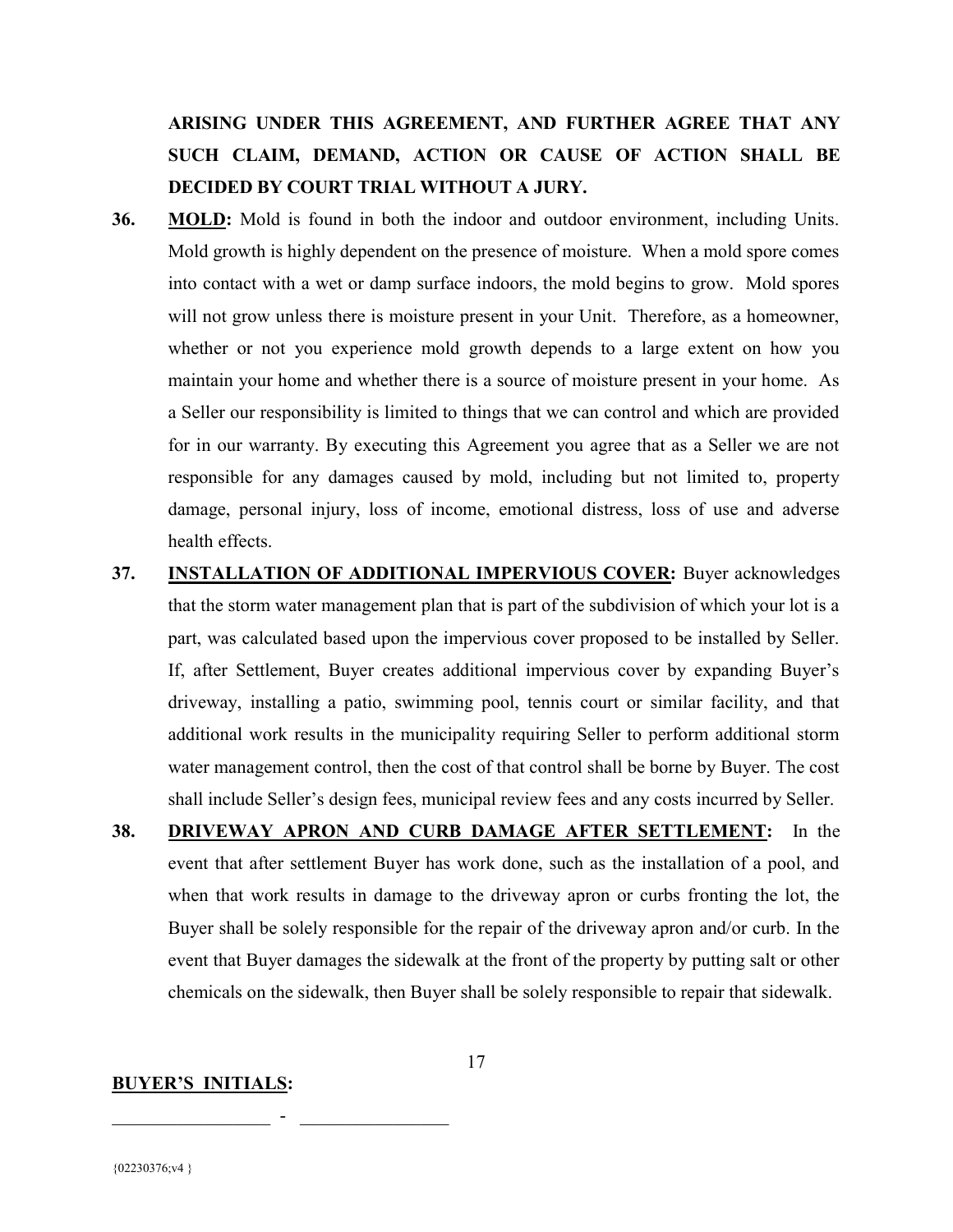**ARISING UNDER THIS AGREEMENT, AND FURTHER AGREE THAT ANY SUCH CLAIM, DEMAND, ACTION OR CAUSE OF ACTION SHALL BE DECIDED BY COURT TRIAL WITHOUT A JURY.**

**36.** **<u>MOLD</u>:** Mold is found in both the indoor and outdoor environment, including Units. Mold growth is highly dependent on the presence of moisture. When a mold spore comes into contact with a wet or damp surface indoors, the mold begins to grow. Mold spores will not grow unless there is moisture present in your Unit. Therefore, as a homeowner, whether or not you experience mold growth depends to a large extent on how you maintain your home and whether there is a source of moisture present in your home. As a Seller our responsibility is limited to things that we can control and which are provided for in our warranty. By executing this Agreement you agree that as a Seller we are not responsible for any damages caused by mold, including but not limited to, property damage, personal injury, loss of income, emotional distress, loss of use and adverse health effects.

**37.** **<u>INSTALLATION OF ADDITIONAL IMPERVIOUS COVER</u>:** Buyer acknowledges that the storm water management plan that is part of the subdivision of which your lot is a part, was calculated based upon the impervious cover proposed to be installed by Seller. If, after Settlement, Buyer creates additional impervious cover by expanding Buyer's driveway, installing a patio, swimming pool, tennis court or similar facility, and that additional work results in the municipality requiring Seller to perform additional storm water management control, then the cost of that control shall be borne by Buyer. The cost shall include Seller's design fees, municipal review fees and any costs incurred by Seller.

**38.** **<u>DRIVEWAY APRON AND CURB DAMAGE AFTER SETTLEMENT</u>:** In the event that after settlement Buyer has work done, such as the installation of a pool, and when that work results in damage to the driveway apron or curbs fronting the lot, the Buyer shall be solely responsible for the repair of the driveway apron and/or curb. In the event that Buyer damages the sidewalk at the front of the property by putting salt or other chemicals on the sidewalk, then Buyer shall be solely responsible to repair that sidewalk.

**<u>BUYER'S INITIALS</u>:**

_________________ - ________________

{02230376;v4 }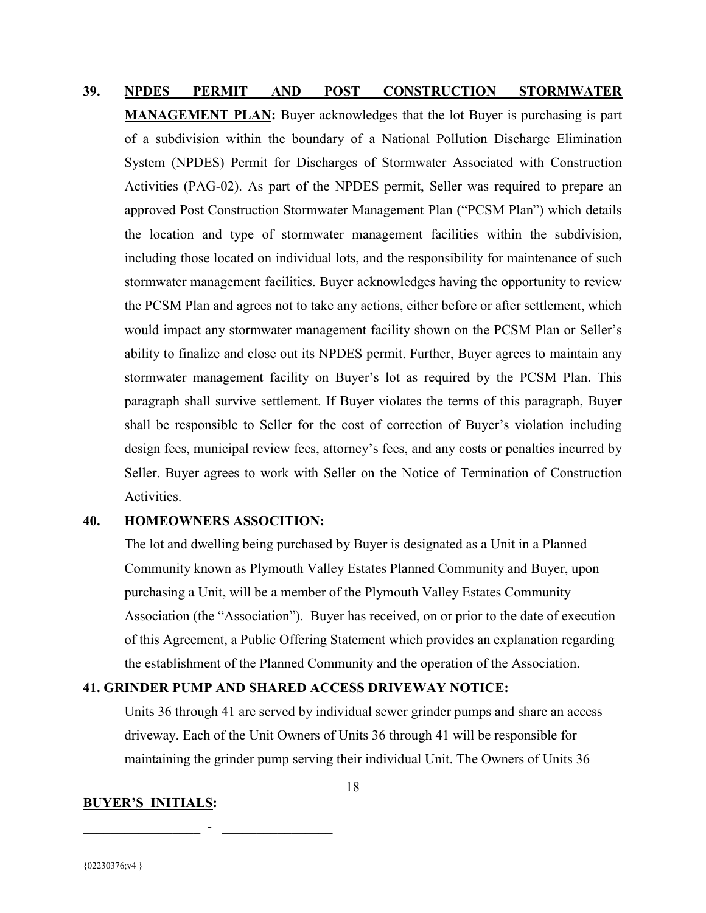**39. <u>NPDES PERMIT AND POST CONSTRUCTION STORMWATER MANAGEMENT PLAN</u>:** Buyer acknowledges that the lot Buyer is purchasing is part of a subdivision within the boundary of a National Pollution Discharge Elimination System (NPDES) Permit for Discharges of Stormwater Associated with Construction Activities (PAG-02). As part of the NPDES permit, Seller was required to prepare an approved Post Construction Stormwater Management Plan ("PCSM Plan") which details the location and type of stormwater management facilities within the subdivision, including those located on individual lots, and the responsibility for maintenance of such stormwater management facilities. Buyer acknowledges having the opportunity to review the PCSM Plan and agrees not to take any actions, either before or after settlement, which would impact any stormwater management facility shown on the PCSM Plan or Seller's ability to finalize and close out its NPDES permit. Further, Buyer agrees to maintain any stormwater management facility on Buyer's lot as required by the PCSM Plan. This paragraph shall survive settlement. If Buyer violates the terms of this paragraph, Buyer shall be responsible to Seller for the cost of correction of Buyer's violation including design fees, municipal review fees, attorney's fees, and any costs or penalties incurred by Seller. Buyer agrees to work with Seller on the Notice of Termination of Construction Activities.

**40. HOMEOWNERS ASSOCITION:**

The lot and dwelling being purchased by Buyer is designated as a Unit in a Planned Community known as Plymouth Valley Estates Planned Community and Buyer, upon purchasing a Unit, will be a member of the Plymouth Valley Estates Community Association (the "Association"). Buyer has received, on or prior to the date of execution of this Agreement, a Public Offering Statement which provides an explanation regarding the establishment of the Planned Community and the operation of the Association.

**41. GRINDER PUMP AND SHARED ACCESS DRIVEWAY NOTICE:**

Units 36 through 41 are served by individual sewer grinder pumps and share an access driveway. Each of the Unit Owners of Units 36 through 41 will be responsible for maintaining the grinder pump serving their individual Unit. The Owners of Units 36

**<u>BUYER'S INITIALS</u>:**

\_\_\_\_\_\_\_\_\_\_\_\_\_\_\_\_\_ - \_\_\_\_\_\_\_\_\_\_\_\_\_\_\_\_

{02230376;v4 }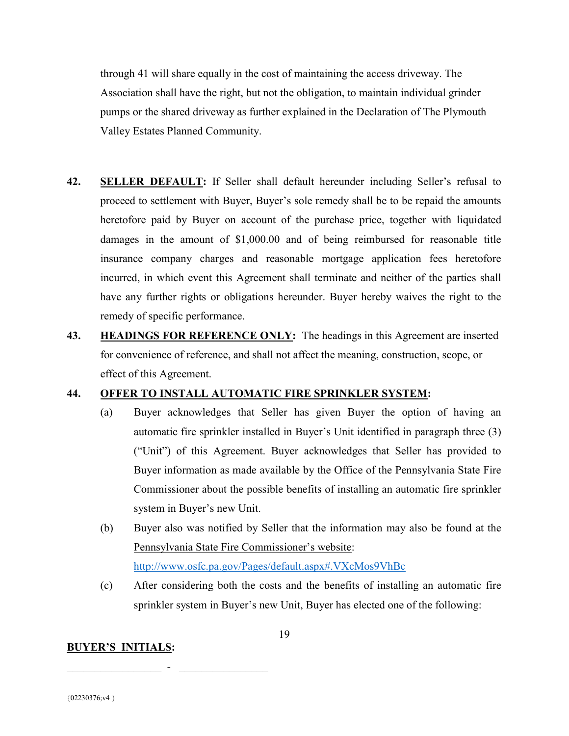through 41 will share equally in the cost of maintaining the access driveway. The Association shall have the right, but not the obligation, to maintain individual grinder pumps or the shared driveway as further explained in the Declaration of The Plymouth Valley Estates Planned Community.

**42. SELLER DEFAULT:** If Seller shall default hereunder including Seller's refusal to proceed to settlement with Buyer, Buyer's sole remedy shall be to be repaid the amounts heretofore paid by Buyer on account of the purchase price, together with liquidated damages in the amount of $1,000.00 and of being reimbursed for reasonable title insurance company charges and reasonable mortgage application fees heretofore incurred, in which event this Agreement shall terminate and neither of the parties shall have any further rights or obligations hereunder. Buyer hereby waives the right to the remedy of specific performance.

**43. HEADINGS FOR REFERENCE ONLY:** The headings in this Agreement are inserted for convenience of reference, and shall not affect the meaning, construction, scope, or effect of this Agreement.

**44. OFFER TO INSTALL AUTOMATIC FIRE SPRINKLER SYSTEM:**

(a) Buyer acknowledges that Seller has given Buyer the option of having an automatic fire sprinkler installed in Buyer's Unit identified in paragraph three (3) ("Unit") of this Agreement. Buyer acknowledges that Seller has provided to Buyer information as made available by the Office of the Pennsylvania State Fire Commissioner about the possible benefits of installing an automatic fire sprinkler system in Buyer's new Unit.

(b) Buyer also was notified by Seller that the information may also be found at the Pennsylvania State Fire Commissioner's website: http://www.osfc.pa.gov/Pages/default.aspx#.VXcMos9VhBc

(c) After considering both the costs and the benefits of installing an automatic fire sprinkler system in Buyer's new Unit, Buyer has elected one of the following:

**BUYER'S INITIALS:**

_________________ - ________________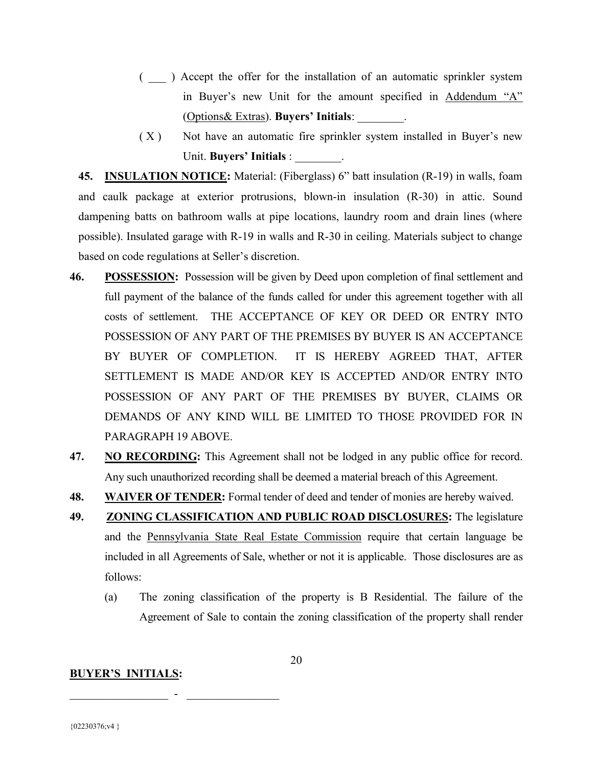( ___ ) Accept the offer for the installation of an automatic sprinkler system in Buyer's new Unit for the amount specified in Addendum "A" (Options& Extras). **Buyers' Initials**: ________.

( X ) Not have an automatic fire sprinkler system installed in Buyer's new Unit. **Buyers' Initials** : ________.

**45. INSULATION NOTICE:** Material: (Fiberglass) 6" batt insulation (R-19) in walls, foam and caulk package at exterior protrusions, blown-in insulation (R-30) in attic. Sound dampening batts on bathroom walls at pipe locations, laundry room and drain lines (where possible). Insulated garage with R-19 in walls and R-30 in ceiling. Materials subject to change based on code regulations at Seller's discretion.

**46. POSSESSION:** Possession will be given by Deed upon completion of final settlement and full payment of the balance of the funds called for under this agreement together with all costs of settlement. THE ACCEPTANCE OF KEY OR DEED OR ENTRY INTO POSSESSION OF ANY PART OF THE PREMISES BY BUYER IS AN ACCEPTANCE BY BUYER OF COMPLETION. IT IS HEREBY AGREED THAT, AFTER SETTLEMENT IS MADE AND/OR KEY IS ACCEPTED AND/OR ENTRY INTO POSSESSION OF ANY PART OF THE PREMISES BY BUYER, CLAIMS OR DEMANDS OF ANY KIND WILL BE LIMITED TO THOSE PROVIDED FOR IN PARAGRAPH 19 ABOVE.

**47. NO RECORDING:** This Agreement shall not be lodged in any public office for record. Any such unauthorized recording shall be deemed a material breach of this Agreement.

**48. WAIVER OF TENDER:** Formal tender of deed and tender of monies are hereby waived.

**49. ZONING CLASSIFICATION AND PUBLIC ROAD DISCLOSURES:** The legislature and the Pennsylvania State Real Estate Commission require that certain language be included in all Agreements of Sale, whether or not it is applicable. Those disclosures are as follows:

(a) The zoning classification of the property is B Residential. The failure of the Agreement of Sale to contain the zoning classification of the property shall render

**BUYER'S INITIALS:**

________________ - ________________

{02230376;v4 }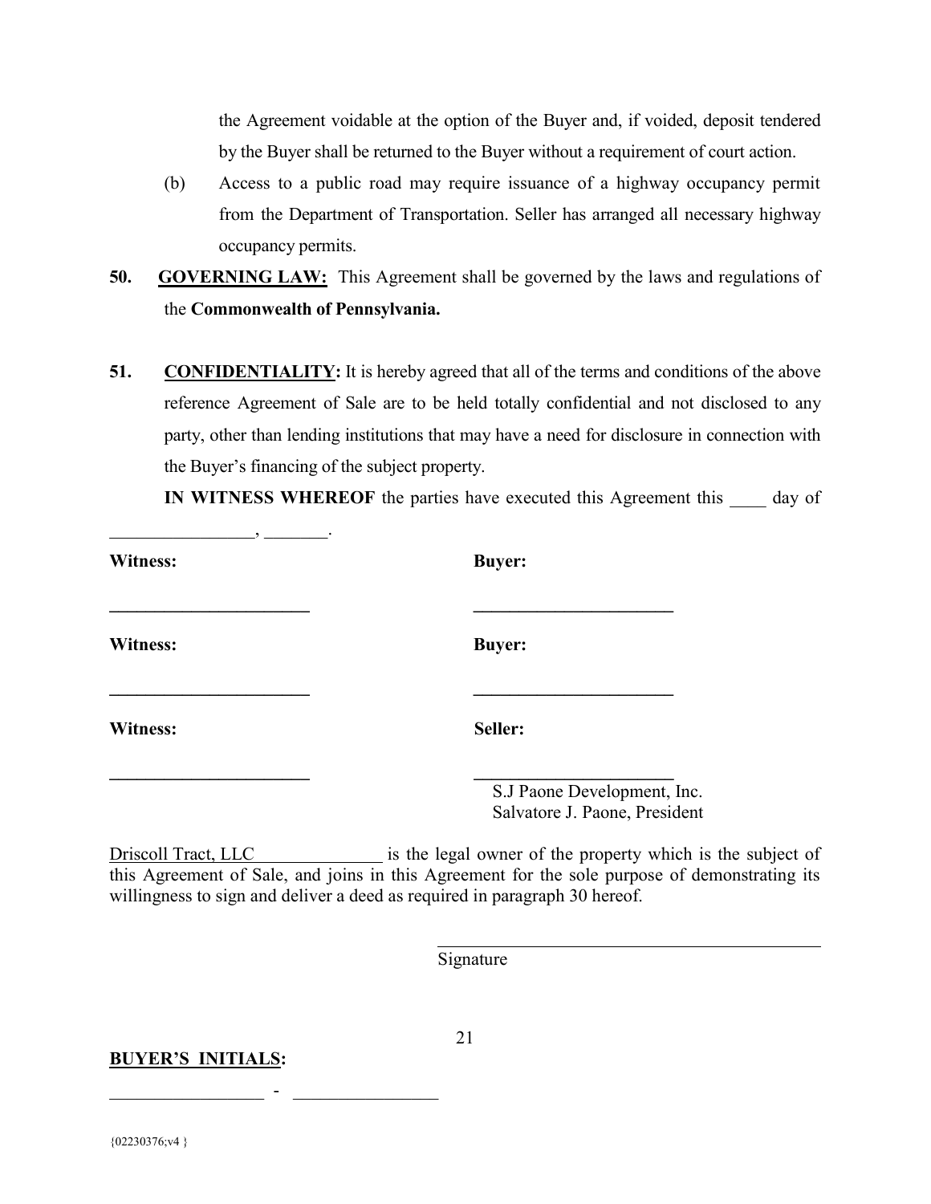the Agreement voidable at the option of the Buyer and, if voided, deposit tendered by the Buyer shall be returned to the Buyer without a requirement of court action.

(b) Access to a public road may require issuance of a highway occupancy permit from the Department of Transportation. Seller has arranged all necessary highway occupancy permits.

**50. GOVERNING LAW:** This Agreement shall be governed by the laws and regulations of the **Commonwealth of Pennsylvania.**

**51. CONFIDENTIALITY:** It is hereby agreed that all of the terms and conditions of the above reference Agreement of Sale are to be held totally confidential and not disclosed to any party, other than lending institutions that may have a need for disclosure in connection with the Buyer's financing of the subject property.

**IN WITNESS WHEREOF** the parties have executed this Agreement this ____ day of ________________, _______.

**Witness:** ______________________ **Buyer:** ______________________

**Witness:** ______________________ **Buyer:** ______________________

**Witness:** ______________________ **Seller:** ______________________

S.J Paone Development, Inc.
Salvatore J. Paone, President

Driscoll Tract, LLC ______________ is the legal owner of the property which is the subject of this Agreement of Sale, and joins in this Agreement for the sole purpose of demonstrating its willingness to sign and deliver a deed as required in paragraph 30 hereof.

______________________________________
Signature

**BUYER'S INITIALS:**

_________________ - ________________

{02230376;v4 }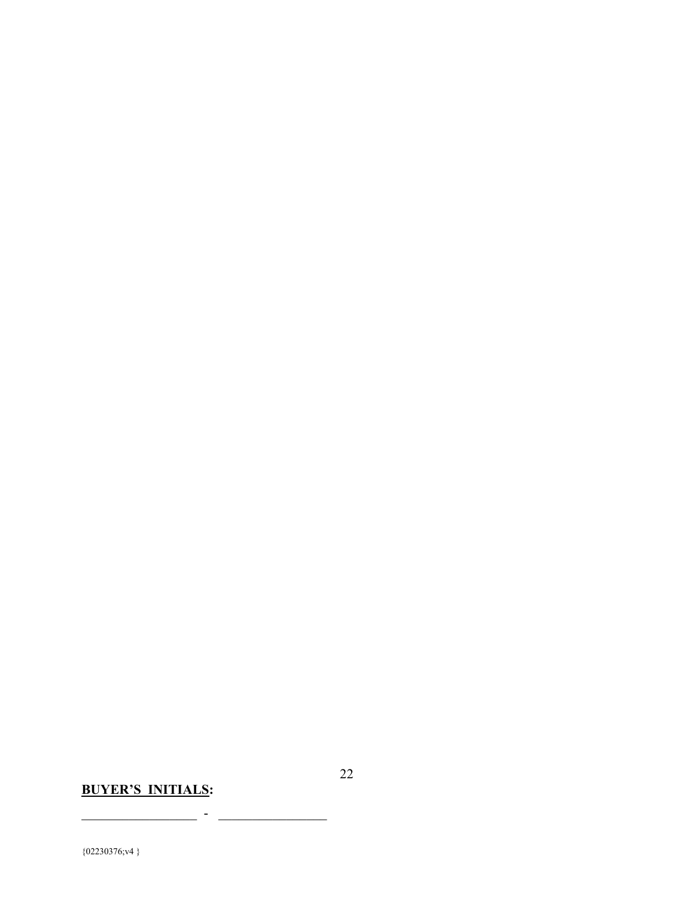**BUYER'S INITIALS:**

\_\_\_\_\_\_\_\_\_\_\_\_\_\_\_\_\_\_ - \_\_\_\_\_\_\_\_\_\_\_\_\_\_\_\_\_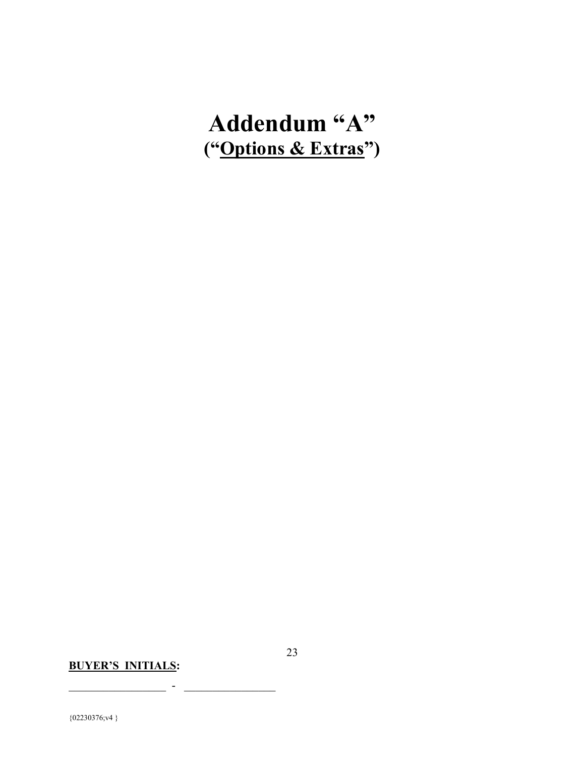# Addendum "A"

## ("Options & Extras")

**BUYER'S INITIALS:**

_________________ - _________________

{02230376;v4 }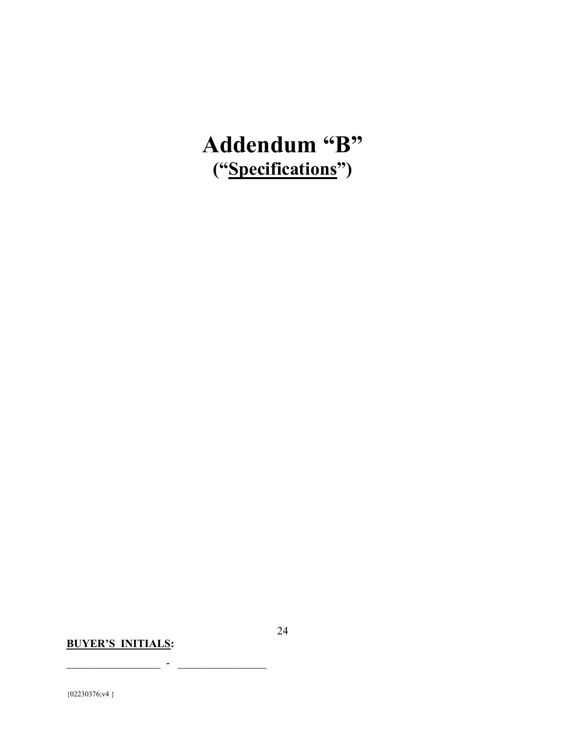# Addendum "B"
## ("Specifications")

**BUYER'S INITIALS:**

\_\_\_\_\_\_\_\_\_\_\_\_\_\_\_\_\_ - \_\_\_\_\_\_\_\_\_\_\_\_\_\_\_\_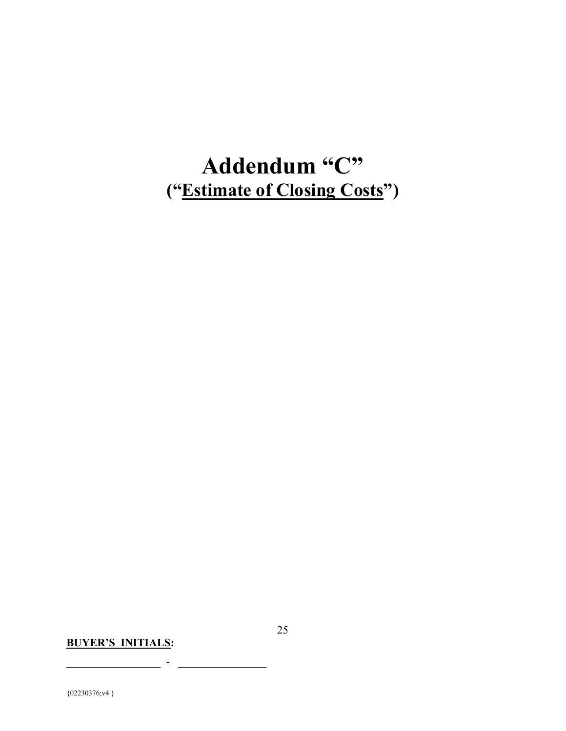# Addendum "C"

## ("<u>Estimate of Closing Costs</u>")

**<u>BUYER'S INITIALS</u>:**

\_\_\_\_\_\_\_\_\_\_\_\_\_\_\_\_\_ - \_\_\_\_\_\_\_\_\_\_\_\_\_\_\_\_

{02230376;v4 }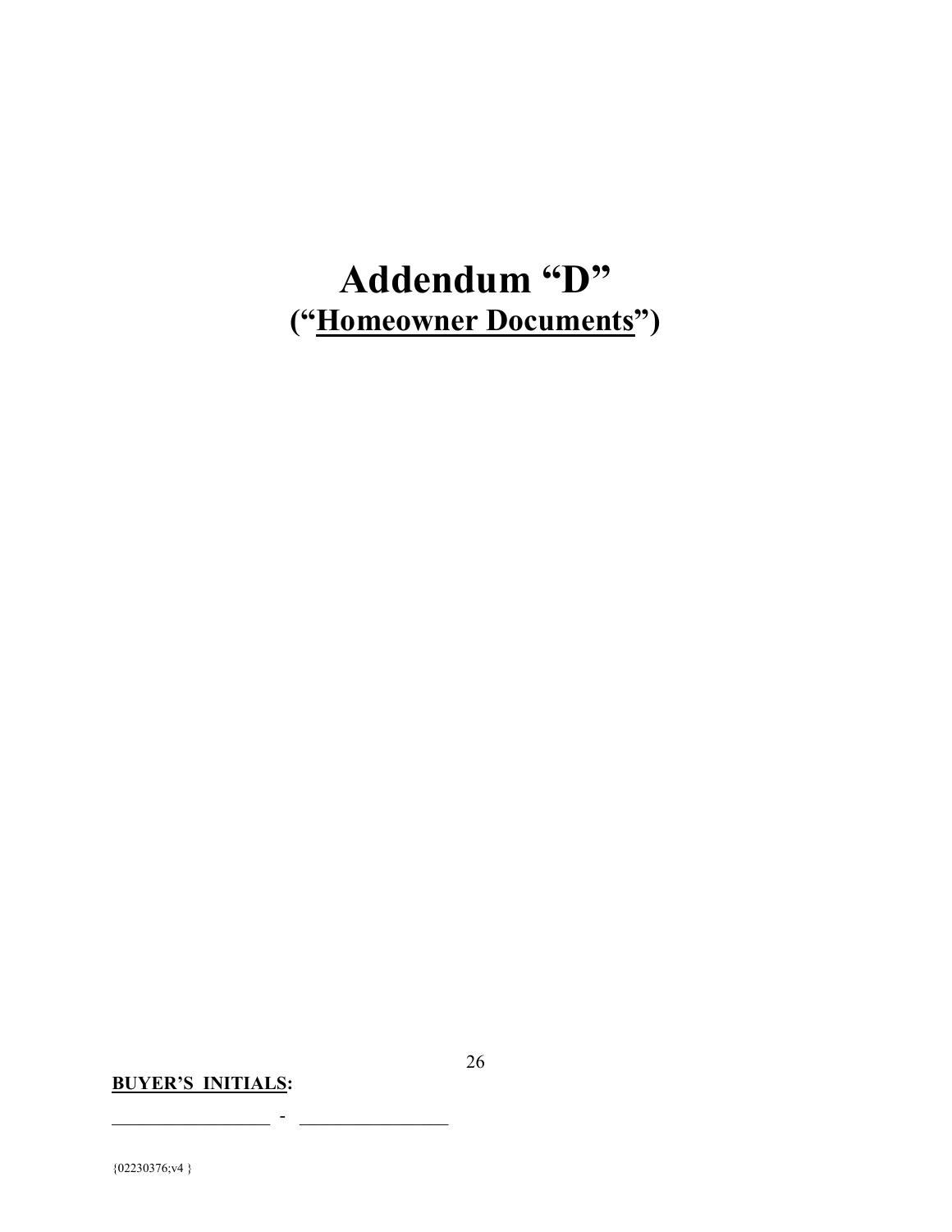# Addendum "D"
## ("<u>Homeowner Documents</u>")

**<u>BUYER'S INITIALS</u>:**

_________________ - ________________

{02230376;v4 }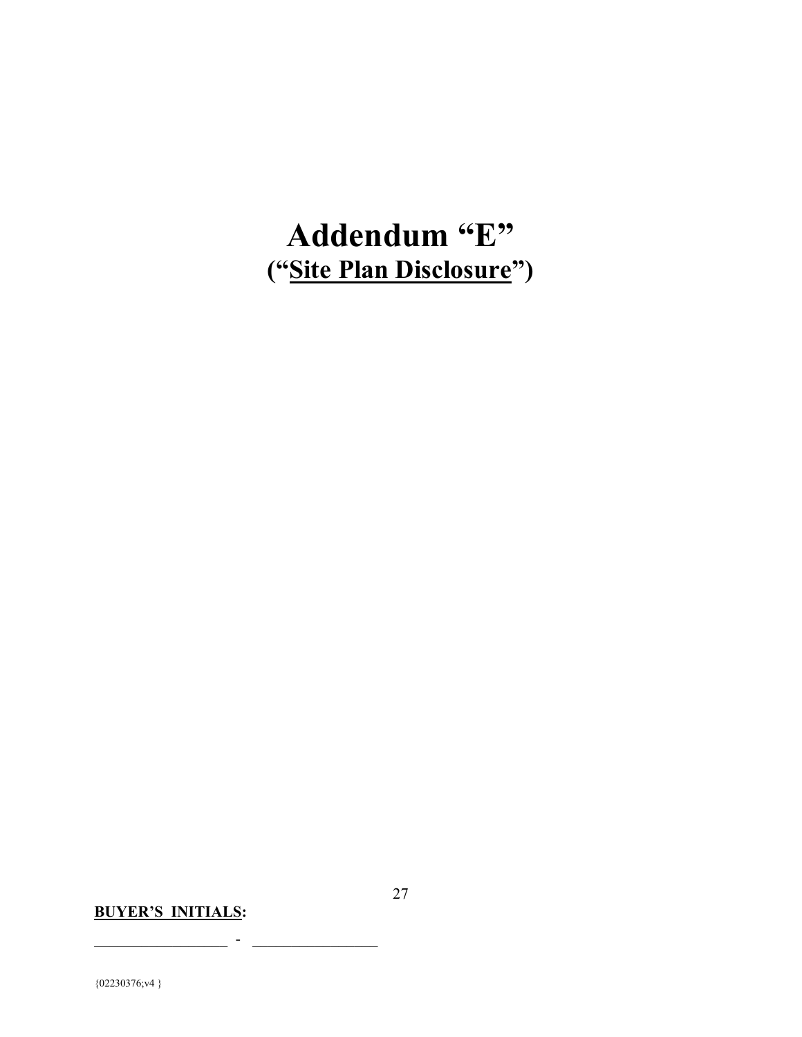# Addendum "E"

## ("<u>Site Plan Disclosure</u>")

**<u>BUYER'S INITIALS</u>:**

_________________ - ________________

{02230376;v4 }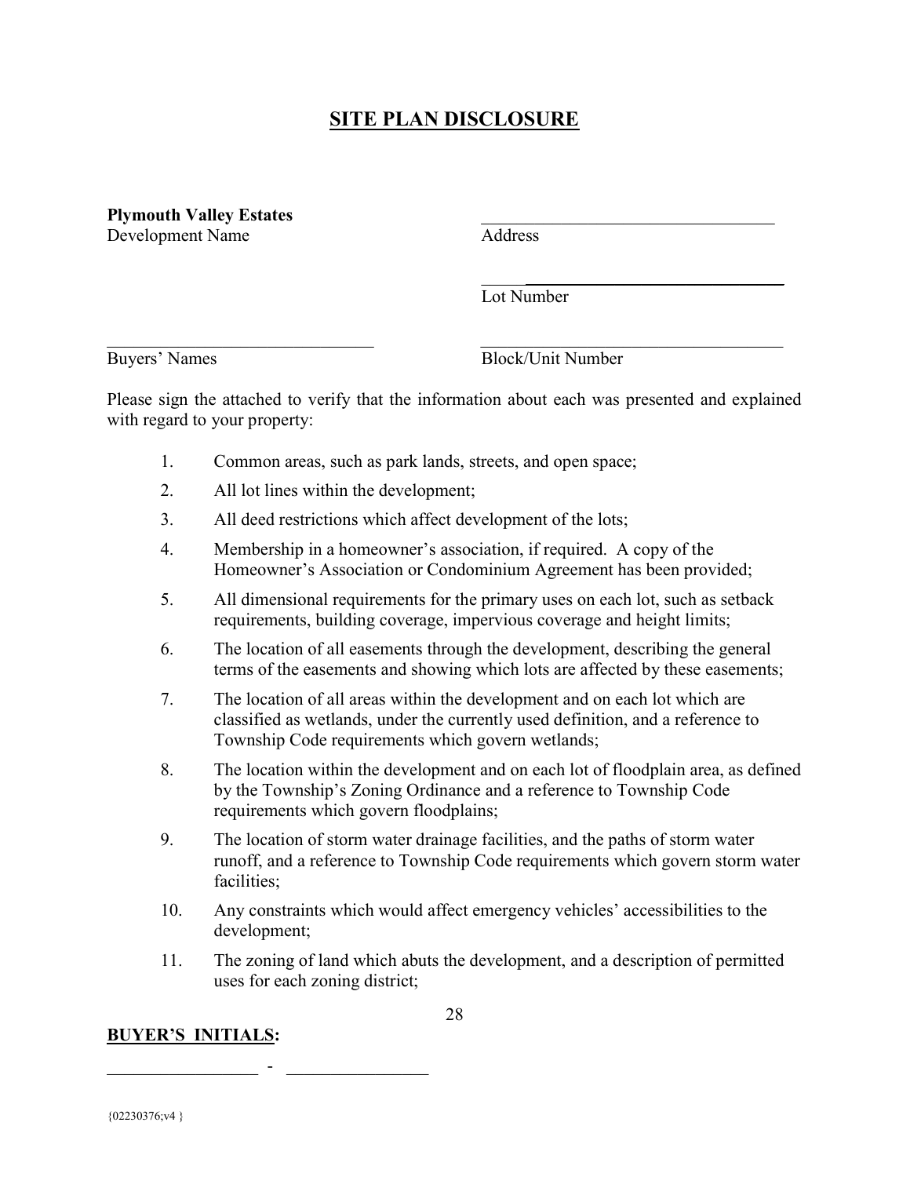# SITE PLAN DISCLOSURE

**Plymouth Valley Estates**
Development Name

________________________________
Address

________________________________
Lot Number

________________________________
Buyers' Names

________________________________
Block/Unit Number

Please sign the attached to verify that the information about each was presented and explained with regard to your property:

1. Common areas, such as park lands, streets, and open space;
2. All lot lines within the development;
3. All deed restrictions which affect development of the lots;
4. Membership in a homeowner's association, if required. A copy of the Homeowner's Association or Condominium Agreement has been provided;
5. All dimensional requirements for the primary uses on each lot, such as setback requirements, building coverage, impervious coverage and height limits;
6. The location of all easements through the development, describing the general terms of the easements and showing which lots are affected by these easements;
7. The location of all areas within the development and on each lot which are classified as wetlands, under the currently used definition, and a reference to Township Code requirements which govern wetlands;
8. The location within the development and on each lot of floodplain area, as defined by the Township's Zoning Ordinance and a reference to Township Code requirements which govern floodplains;
9. The location of storm water drainage facilities, and the paths of storm water runoff, and a reference to Township Code requirements which govern storm water facilities;
10. Any constraints which would affect emergency vehicles' accessibilities to the development;
11. The zoning of land which abuts the development, and a description of permitted uses for each zoning district;

**BUYER'S INITIALS:**

________________ - ________________

{02230376;v4 }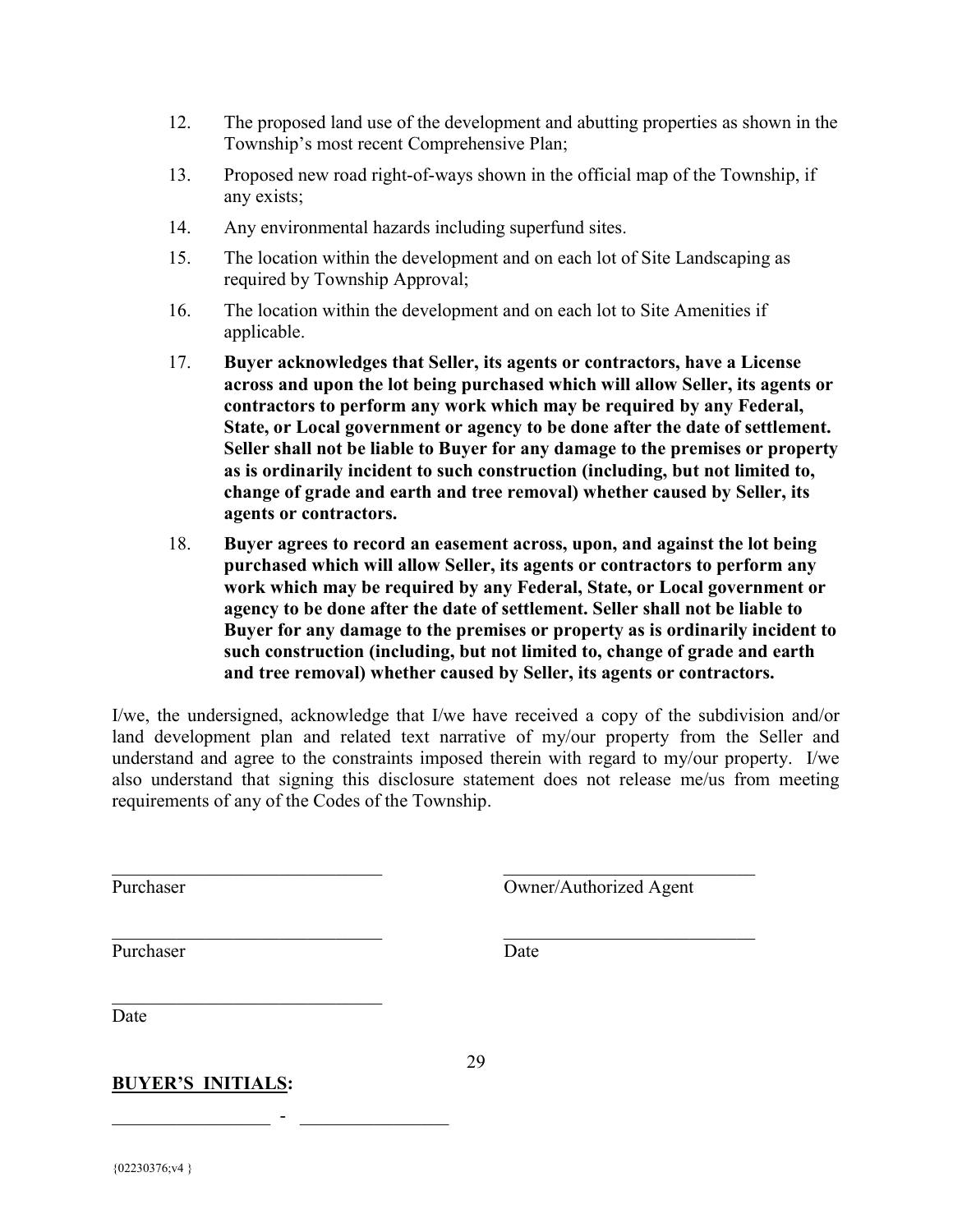12. The proposed land use of the development and abutting properties as shown in the Township's most recent Comprehensive Plan;

13. Proposed new road right-of-ways shown in the official map of the Township, if any exists;

14. Any environmental hazards including superfund sites.

15. The location within the development and on each lot of Site Landscaping as required by Township Approval;

16. The location within the development and on each lot to Site Amenities if applicable.

17. **Buyer acknowledges that Seller, its agents or contractors, have a License across and upon the lot being purchased which will allow Seller, its agents or contractors to perform any work which may be required by any Federal, State, or Local government or agency to be done after the date of settlement. Seller shall not be liable to Buyer for any damage to the premises or property as is ordinarily incident to such construction (including, but not limited to, change of grade and earth and tree removal) whether caused by Seller, its agents or contractors.**

18. **Buyer agrees to record an easement across, upon, and against the lot being purchased which will allow Seller, its agents or contractors to perform any work which may be required by any Federal, State, or Local government or agency to be done after the date of settlement. Seller shall not be liable to Buyer for any damage to the premises or property as is ordinarily incident to such construction (including, but not limited to, change of grade and earth and tree removal) whether caused by Seller, its agents or contractors.**

I/we, the undersigned, acknowledge that I/we have received a copy of the subdivision and/or land development plan and related text narrative of my/our property from the Seller and understand and agree to the constraints imposed therein with regard to my/our property. I/we also understand that signing this disclosure statement does not release me/us from meeting requirements of any of the Codes of the Township.

______________________________ ______________________________
Purchaser Owner/Authorized Agent

______________________________ ______________________________
Purchaser Date

______________________________
Date

**BUYER'S INITIALS:**

________________ - ________________

{02230376;v4 }